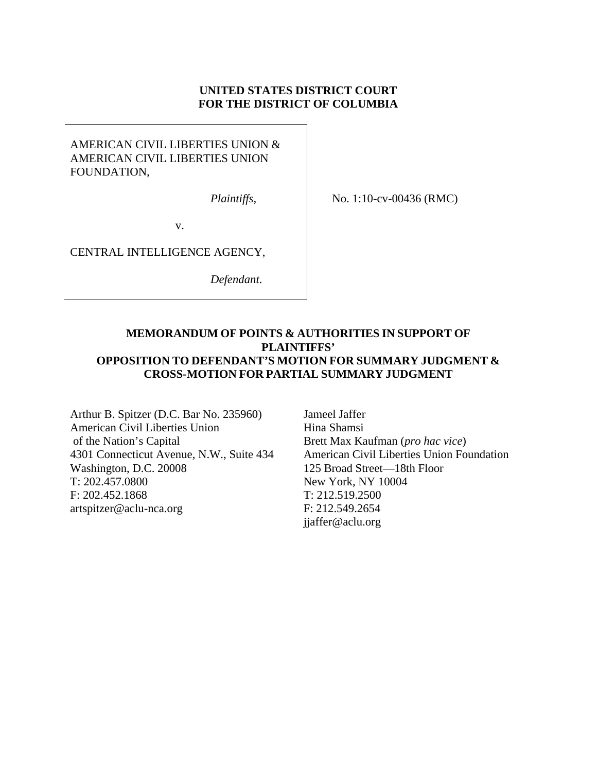**UNITED STATES DISTRICT COURT**
**FOR THE DISTRICT OF COLUMBIA**

| | |
|---|---|
| AMERICAN CIVIL LIBERTIES UNION & AMERICAN CIVIL LIBERTIES UNION FOUNDATION,<br><br>*Plaintiffs*,<br><br>v.<br><br>CENTRAL INTELLIGENCE AGENCY,<br><br>*Defendant*. | No. 1:10-cv-00436 (RMC) |

**MEMORANDUM OF POINTS & AUTHORITIES IN SUPPORT OF PLAINTIFFS' OPPOSITION TO DEFENDANT'S MOTION FOR SUMMARY JUDGMENT & CROSS-MOTION FOR PARTIAL SUMMARY JUDGMENT**

Arthur B. Spitzer (D.C. Bar No. 235960)
American Civil Liberties Union
of the Nation's Capital
4301 Connecticut Avenue, N.W., Suite 434
Washington, D.C. 20008
T: 202.457.0800
F: 202.452.1868
artspitzer@aclu-nca.org

Jameel Jaffer
Hina Shamsi
Brett Max Kaufman (*pro hac vice*)
American Civil Liberties Union Foundation
125 Broad Street—18th Floor
New York, NY 10004
T: 212.519.2500
F: 212.549.2654
jjaffer@aclu.org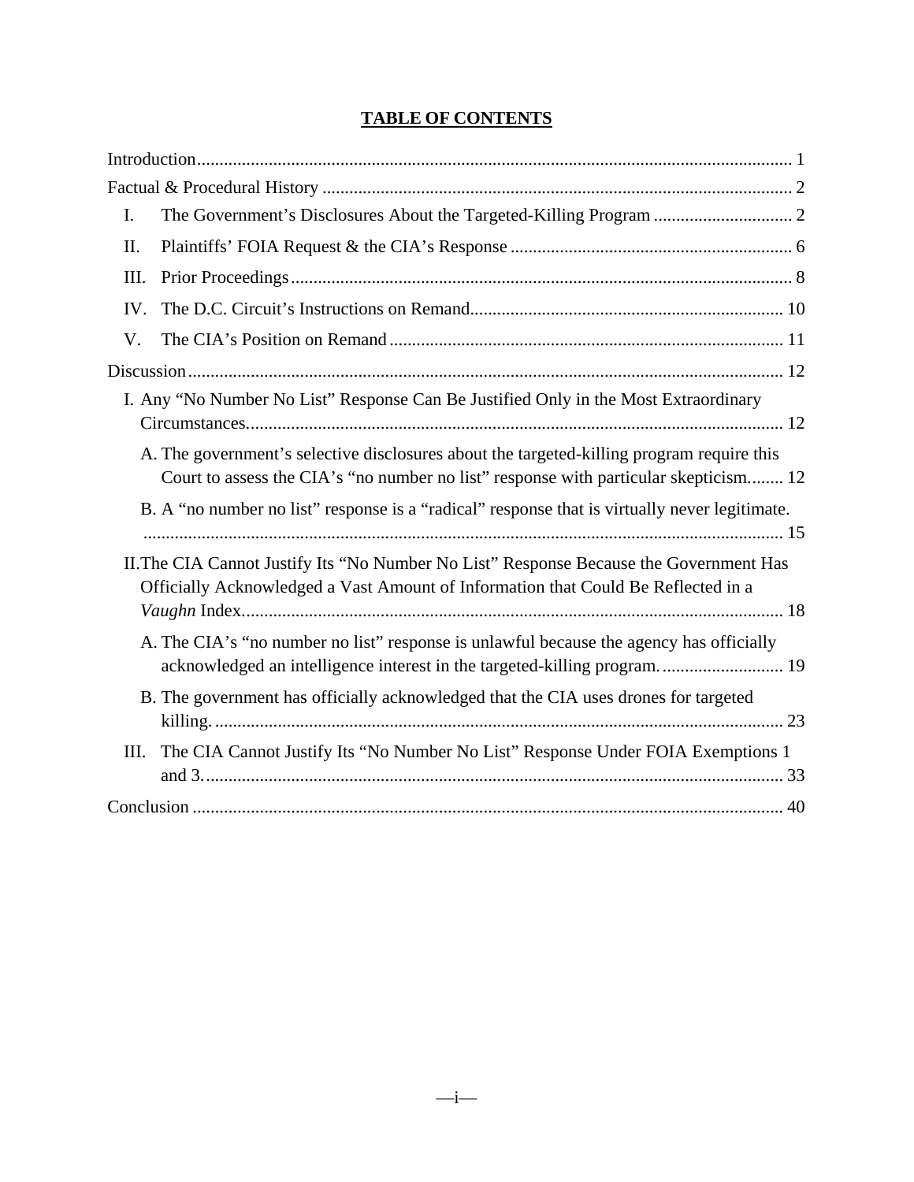# TABLE OF CONTENTS

Introduction ..................................................................................................................... 1

Factual & Procedural History ......................................................................................... 2

- I. The Government's Disclosures About the Targeted-Killing Program ............................... 2
- II. Plaintiffs' FOIA Request & the CIA's Response ............................................................... 6
- III. Prior Proceedings ................................................................................................................ 8
- IV. The D.C. Circuit's Instructions on Remand ...................................................................... 10
- V. The CIA's Position on Remand ........................................................................................ 11

Discussion ..................................................................................................................... 12

- I. Any "No Number No List" Response Can Be Justified Only in the Most Extraordinary Circumstances ........................................................................................................................ 12
  - A. The government's selective disclosures about the targeted-killing program require this Court to assess the CIA's "no number no list" response with particular skepticism ........ 12
  - B. A "no number no list" response is a "radical" response that is virtually never legitimate. ............................................................................................................................... 15
- II. The CIA Cannot Justify Its "No Number No List" Response Because the Government Has Officially Acknowledged a Vast Amount of Information that Could Be Reflected in a *Vaughn* Index ......................................................................................................................... 18
  - A. The CIA's "no number no list" response is unlawful because the agency has officially acknowledged an intelligence interest in the targeted-killing program. ........................... 19
  - B. The government has officially acknowledged that the CIA uses drones for targeted killing. ................................................................................................................................ 23
- III. The CIA Cannot Justify Its "No Number No List" Response Under FOIA Exemptions 1 and 3. ................................................................................................................................. 33

Conclusion ................................................................................................................... 40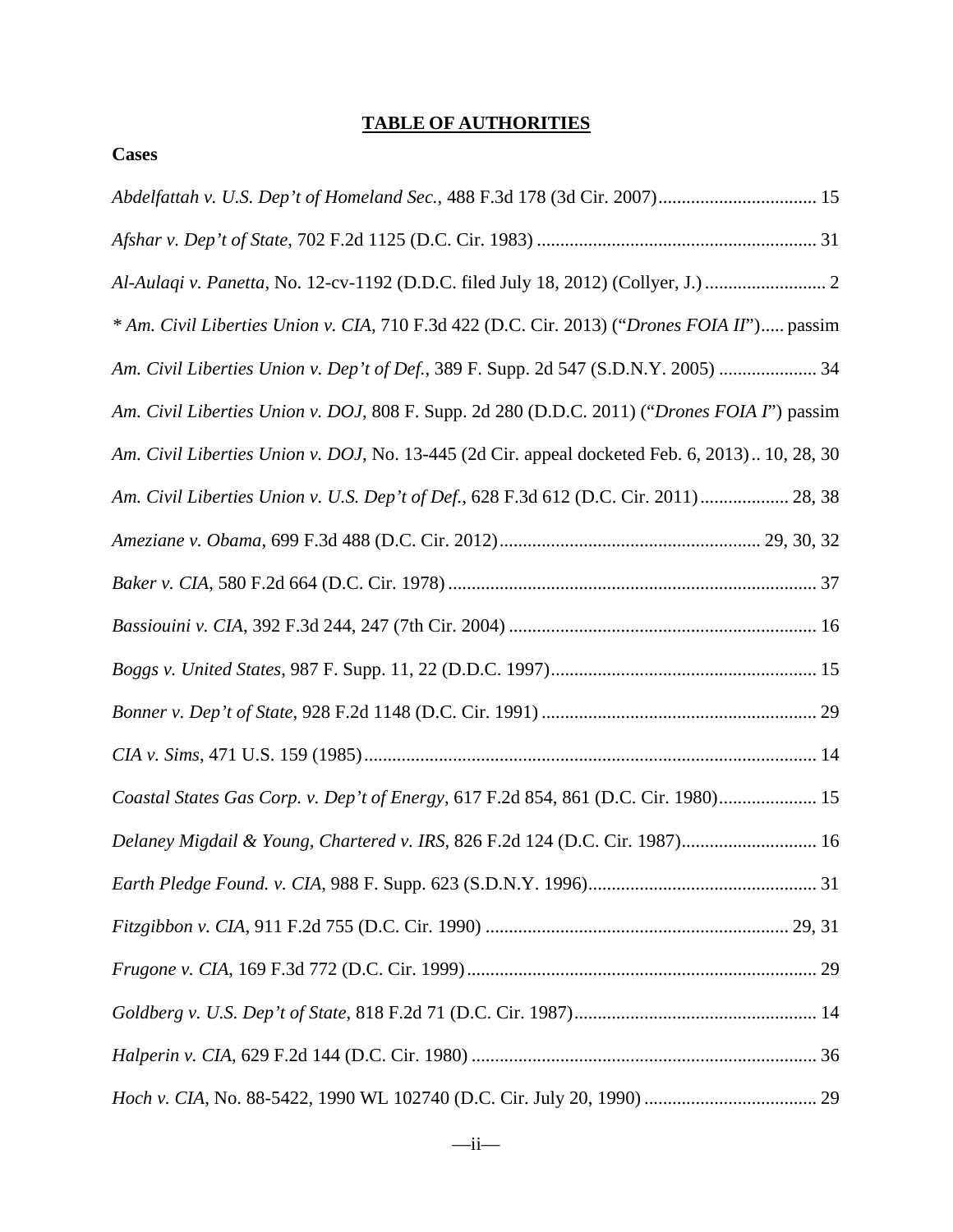**TABLE OF AUTHORITIES**

**Cases**

*Abdelfattah v. U.S. Dep't of Homeland Sec.*, 488 F.3d 178 (3d Cir. 2007) .................................. 15

*Afshar v. Dep't of State*, 702 F.2d 1125 (D.C. Cir. 1983) ............................................................ 31

*Al-Aulaqi v. Panetta*, No. 12-cv-1192 (D.D.C. filed July 18, 2012) (Collyer, J.) .......................... 2

\* *Am. Civil Liberties Union v. CIA*, 710 F.3d 422 (D.C. Cir. 2013) ("*Drones FOIA II*")..... passim

*Am. Civil Liberties Union v. Dep't of Def.*, 389 F. Supp. 2d 547 (S.D.N.Y. 2005) ..................... 34

*Am. Civil Liberties Union v. DOJ*, 808 F. Supp. 2d 280 (D.D.C. 2011) ("*Drones FOIA I*") passim

*Am. Civil Liberties Union v. DOJ*, No. 13-445 (2d Cir. appeal docketed Feb. 6, 2013).. 10, 28, 30

*Am. Civil Liberties Union v. U.S. Dep't of Def.*, 628 F.3d 612 (D.C. Cir. 2011)................... 28, 38

*Ameziane v. Obama*, 699 F.3d 488 (D.C. Cir. 2012)........................................................ 29, 30, 32

*Baker v. CIA*, 580 F.2d 664 (D.C. Cir. 1978) ............................................................................... 37

*Bassiouini v. CIA*, 392 F.3d 244, 247 (7th Cir. 2004) .................................................................. 16

*Boggs v. United States*, 987 F. Supp. 11, 22 (D.D.C. 1997)......................................................... 15

*Bonner v. Dep't of State*, 928 F.2d 1148 (D.C. Cir. 1991) ........................................................... 29

*CIA v. Sims*, 471 U.S. 159 (1985)................................................................................................. 14

*Coastal States Gas Corp. v. Dep't of Energy*, 617 F.2d 854, 861 (D.C. Cir. 1980)..................... 15

*Delaney Migdail & Young, Chartered v. IRS*, 826 F.2d 124 (D.C. Cir. 1987)............................. 16

*Earth Pledge Found. v. CIA*, 988 F. Supp. 623 (S.D.N.Y. 1996)................................................. 31

*Fitzgibbon v. CIA*, 911 F.2d 755 (D.C. Cir. 1990) ................................................................. 29, 31

*Frugone v. CIA*, 169 F.3d 772 (D.C. Cir. 1999)........................................................................... 29

*Goldberg v. U.S. Dep't of State*, 818 F.2d 71 (D.C. Cir. 1987).................................................... 14

*Halperin v. CIA*, 629 F.2d 144 (D.C. Cir. 1980) .......................................................................... 36

*Hoch v. CIA*, No. 88-5422, 1990 WL 102740 (D.C. Cir. July 20, 1990) ..................................... 29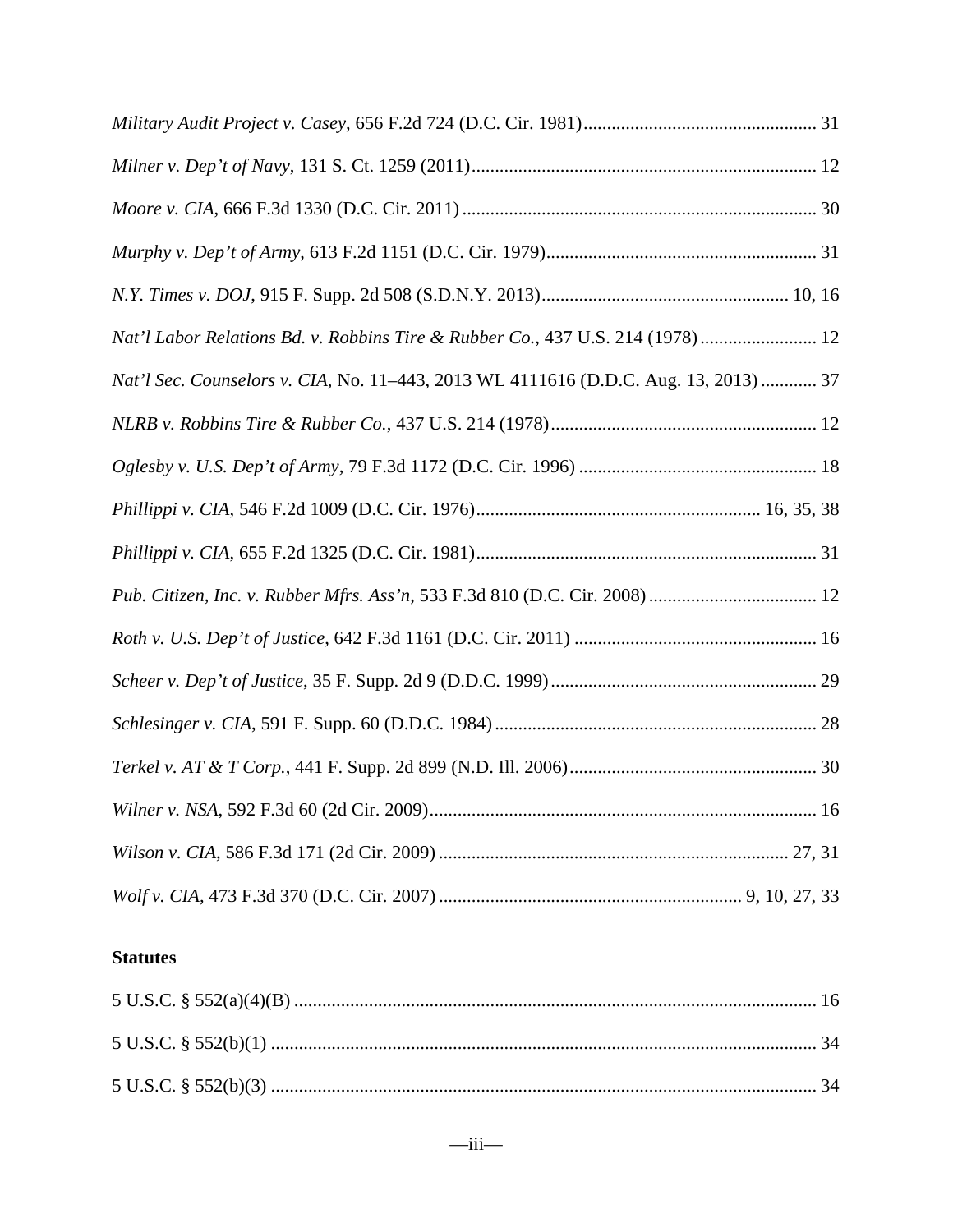*Military Audit Project v. Casey*, 656 F.2d 724 (D.C. Cir. 1981) ................................................. 31

*Milner v. Dep't of Navy*, 131 S. Ct. 1259 (2011) ......................................................................... 12

*Moore v. CIA*, 666 F.3d 1330 (D.C. Cir. 2011) ........................................................................... 30

*Murphy v. Dep't of Army*, 613 F.2d 1151 (D.C. Cir. 1979) ......................................................... 31

*N.Y. Times v. DOJ*, 915 F. Supp. 2d 508 (S.D.N.Y. 2013) .................................................... 10, 16

*Nat'l Labor Relations Bd. v. Robbins Tire & Rubber Co.*, 437 U.S. 214 (1978) ......................... 12

*Nat'l Sec. Counselors v. CIA*, No. 11–443, 2013 WL 4111616 (D.D.C. Aug. 13, 2013) ............ 37

*NLRB v. Robbins Tire & Rubber Co.*, 437 U.S. 214 (1978) ......................................................... 12

*Oglesby v. U.S. Dep't of Army*, 79 F.3d 1172 (D.C. Cir. 1996) ................................................... 18

*Phillippi v. CIA*, 546 F.2d 1009 (D.C. Cir. 1976) ............................................................ 16, 35, 38

*Phillippi v. CIA*, 655 F.2d 1325 (D.C. Cir. 1981) ........................................................................ 31

*Pub. Citizen, Inc. v. Rubber Mfrs. Ass'n*, 533 F.3d 810 (D.C. Cir. 2008) .................................... 12

*Roth v. U.S. Dep't of Justice*, 642 F.3d 1161 (D.C. Cir. 2011) .................................................... 16

*Scheer v. Dep't of Justice*, 35 F. Supp. 2d 9 (D.D.C. 1999) ......................................................... 29

*Schlesinger v. CIA*, 591 F. Supp. 60 (D.D.C. 1984) ..................................................................... 28

*Terkel v. AT & T Corp.*, 441 F. Supp. 2d 899 (N.D. Ill. 2006) ..................................................... 30

*Wilner v. NSA*, 592 F.3d 60 (2d Cir. 2009) .................................................................................. 16

*Wilson v. CIA*, 586 F.3d 171 (2d Cir. 2009) .......................................................................... 27, 31

*Wolf v. CIA*, 473 F.3d 370 (D.C. Cir. 2007) ................................................................ 9, 10, 27, 33

**Statutes**

5 U.S.C. § 552(a)(4)(B) ............................................................................................................... 16

5 U.S.C. § 552(b)(1) .................................................................................................................... 34

5 U.S.C. § 552(b)(3) .................................................................................................................... 34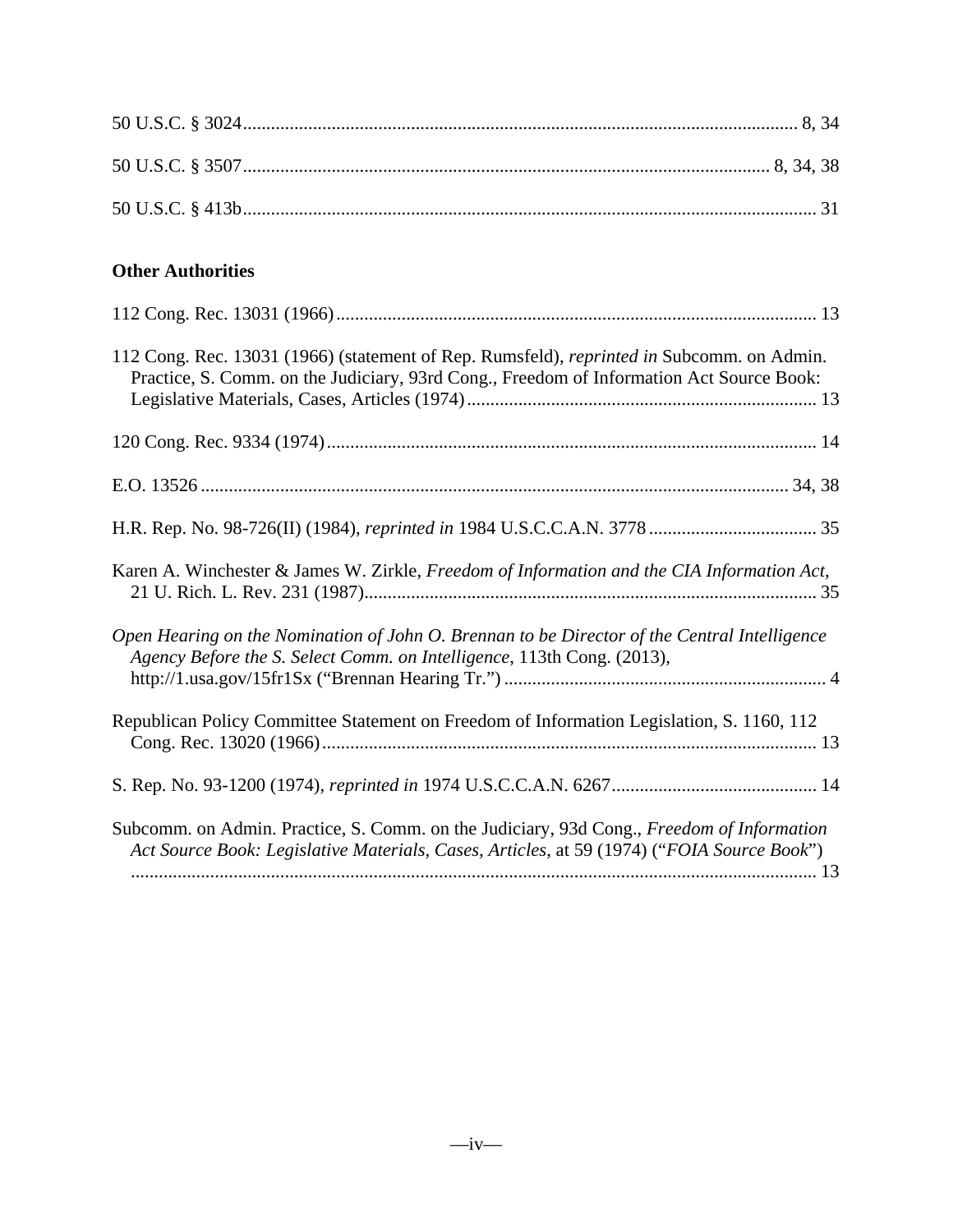50 U.S.C. § 3024 ........................................................................................................................ 8, 34

50 U.S.C. § 3507 ................................................................................................................... 8, 34, 38

50 U.S.C. § 413b ............................................................................................................................ 31

**Other Authorities**

112 Cong. Rec. 13031 (1966) ........................................................................................................ 13

112 Cong. Rec. 13031 (1966) (statement of Rep. Rumsfeld), *reprinted in* Subcomm. on Admin. Practice, S. Comm. on the Judiciary, 93rd Cong., Freedom of Information Act Source Book: Legislative Materials, Cases, Articles (1974) ........................................................................... 13

120 Cong. Rec. 9334 (1974) .......................................................................................................... 14

E.O. 13526 ............................................................................................................................... 34, 38

H.R. Rep. No. 98-726(II) (1984), *reprinted in* 1984 U.S.C.C.A.N. 3778 .................................... 35

Karen A. Winchester & James W. Zirkle, *Freedom of Information and the CIA Information Act*, 21 U. Rich. L. Rev. 231 (1987) ................................................................................................. 35

*Open Hearing on the Nomination of John O. Brennan to be Director of the Central Intelligence Agency Before the S. Select Comm. on Intelligence*, 113th Cong. (2013), http://1.usa.gov/15fr1Sx ("Brennan Hearing Tr.") ..................................................................... 4

Republican Policy Committee Statement on Freedom of Information Legislation, S. 1160, 112 Cong. Rec. 13020 (1966) .......................................................................................................... 13

S. Rep. No. 93-1200 (1974), *reprinted in* 1974 U.S.C.C.A.N. 6267 ............................................ 14

Subcomm. on Admin. Practice, S. Comm. on the Judiciary, 93d Cong., *Freedom of Information Act Source Book: Legislative Materials, Cases, Articles*, at 59 (1974) ("*FOIA Source Book*") .................................................................................................................................................. 13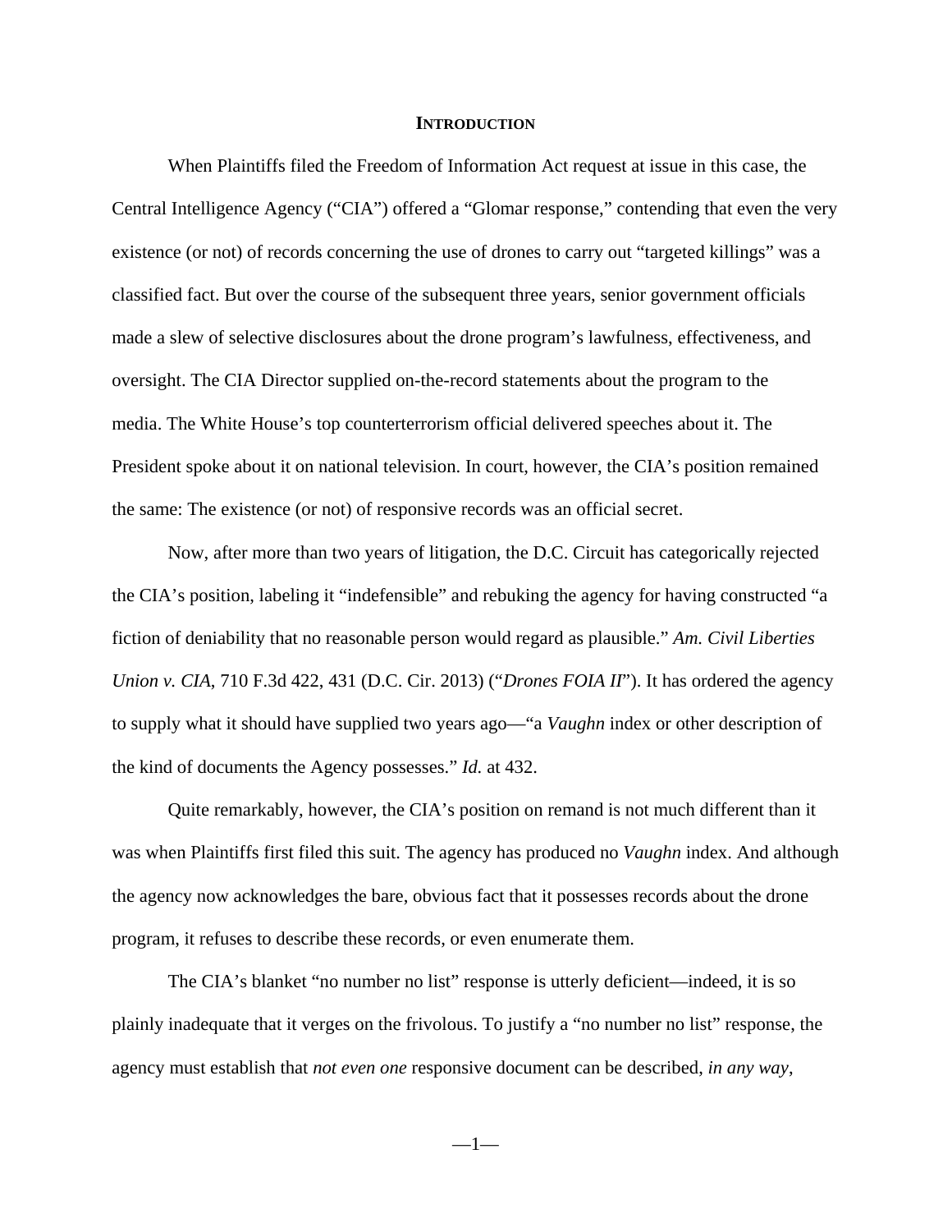## **INTRODUCTION**

When Plaintiffs filed the Freedom of Information Act request at issue in this case, the Central Intelligence Agency ("CIA") offered a "Glomar response," contending that even the very existence (or not) of records concerning the use of drones to carry out "targeted killings" was a classified fact. But over the course of the subsequent three years, senior government officials made a slew of selective disclosures about the drone program's lawfulness, effectiveness, and oversight. The CIA Director supplied on-the-record statements about the program to the media. The White House's top counterterrorism official delivered speeches about it. The President spoke about it on national television. In court, however, the CIA's position remained the same: The existence (or not) of responsive records was an official secret.

Now, after more than two years of litigation, the D.C. Circuit has categorically rejected the CIA's position, labeling it "indefensible" and rebuking the agency for having constructed "a fiction of deniability that no reasonable person would regard as plausible." *Am. Civil Liberties Union v. CIA*, 710 F.3d 422, 431 (D.C. Cir. 2013) ("*Drones FOIA II*"). It has ordered the agency to supply what it should have supplied two years ago—"a *Vaughn* index or other description of the kind of documents the Agency possesses." *Id.* at 432.

Quite remarkably, however, the CIA's position on remand is not much different than it was when Plaintiffs first filed this suit. The agency has produced no *Vaughn* index. And although the agency now acknowledges the bare, obvious fact that it possesses records about the drone program, it refuses to describe these records, or even enumerate them.

The CIA's blanket "no number no list" response is utterly deficient—indeed, it is so plainly inadequate that it verges on the frivolous. To justify a "no number no list" response, the agency must establish that *not even one* responsive document can be described, *in any way*,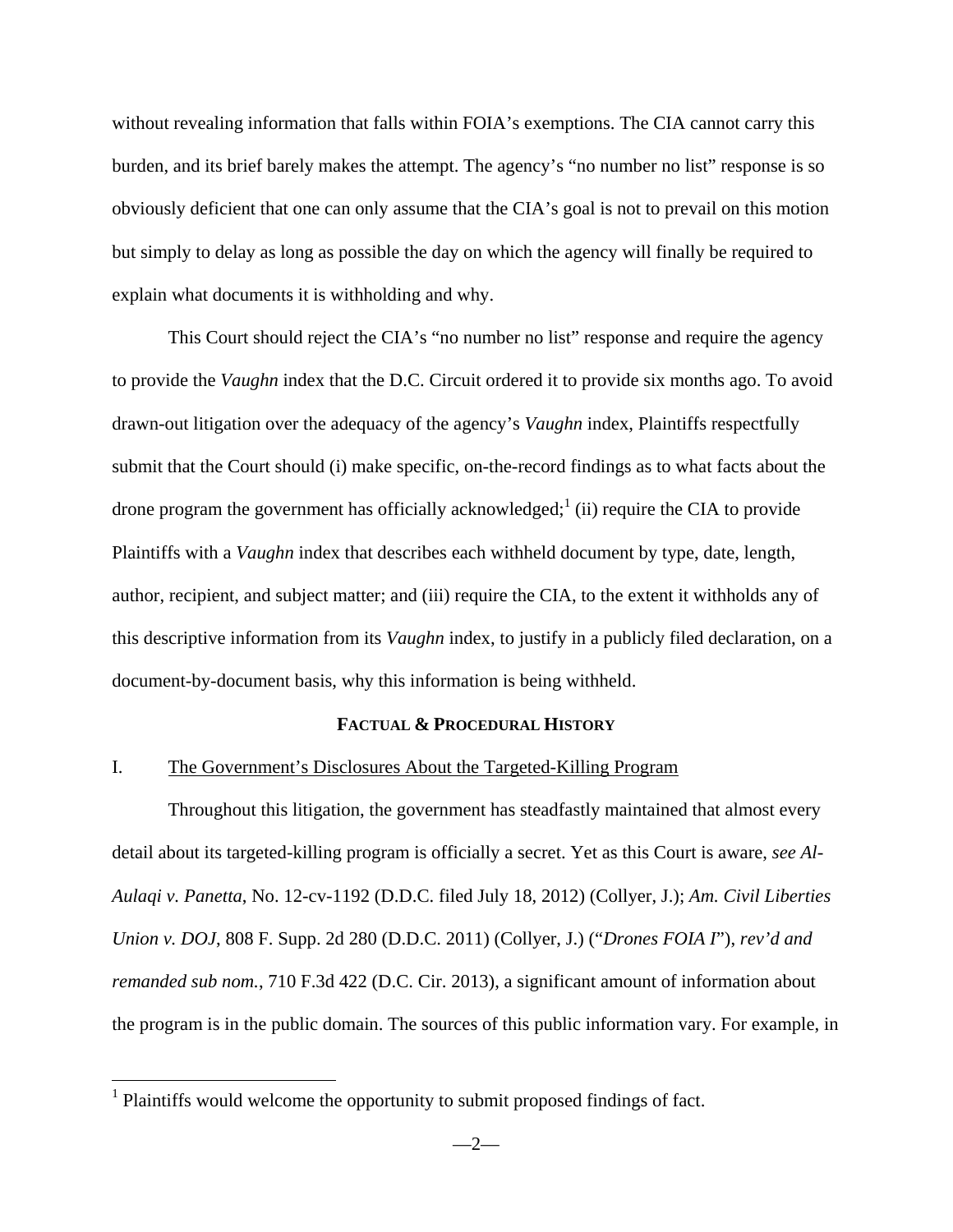without revealing information that falls within FOIA's exemptions. The CIA cannot carry this burden, and its brief barely makes the attempt. The agency's "no number no list" response is so obviously deficient that one can only assume that the CIA's goal is not to prevail on this motion but simply to delay as long as possible the day on which the agency will finally be required to explain what documents it is withholding and why.

This Court should reject the CIA's "no number no list" response and require the agency to provide the *Vaughn* index that the D.C. Circuit ordered it to provide six months ago. To avoid drawn-out litigation over the adequacy of the agency's *Vaughn* index, Plaintiffs respectfully submit that the Court should (i) make specific, on-the-record findings as to what facts about the drone program the government has officially acknowledged;[1] (ii) require the CIA to provide Plaintiffs with a *Vaughn* index that describes each withheld document by type, date, length, author, recipient, and subject matter; and (iii) require the CIA, to the extent it withholds any of this descriptive information from its *Vaughn* index, to justify in a publicly filed declaration, on a document-by-document basis, why this information is being withheld.

## FACTUAL & PROCEDURAL HISTORY

### I. The Government's Disclosures About the Targeted-Killing Program

Throughout this litigation, the government has steadfastly maintained that almost every detail about its targeted-killing program is officially a secret. Yet as this Court is aware, *see Al-Aulaqi v. Panetta*, No. 12-cv-1192 (D.D.C. filed July 18, 2012) (Collyer, J.); *Am. Civil Liberties Union v. DOJ*, 808 F. Supp. 2d 280 (D.D.C. 2011) (Collyer, J.) ("*Drones FOIA I*"), *rev'd and remanded sub nom.*, 710 F.3d 422 (D.C. Cir. 2013), a significant amount of information about the program is in the public domain. The sources of this public information vary. For example, in

[1] Plaintiffs would welcome the opportunity to submit proposed findings of fact.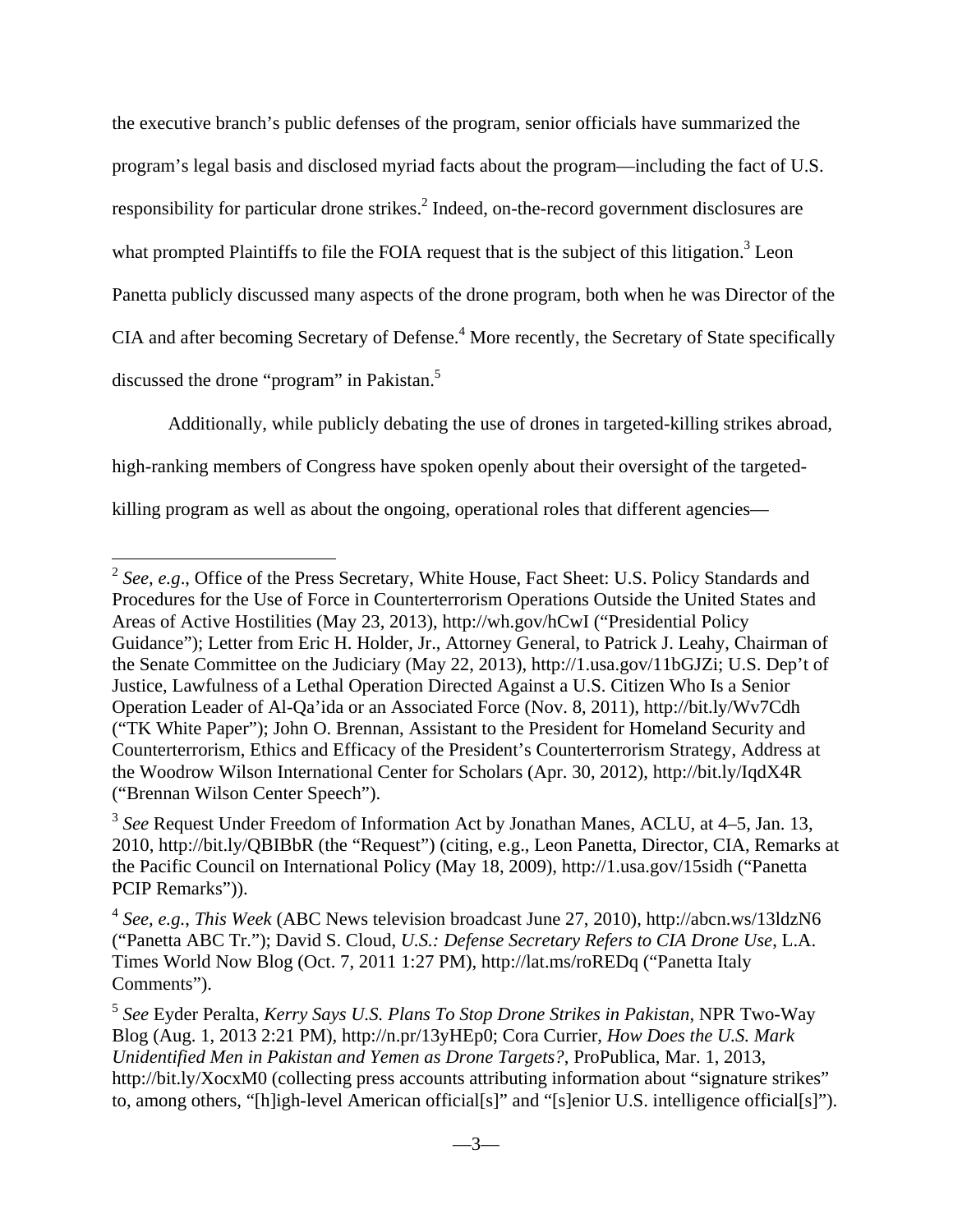the executive branch's public defenses of the program, senior officials have summarized the program's legal basis and disclosed myriad facts about the program—including the fact of U.S. responsibility for particular drone strikes.[2] Indeed, on-the-record government disclosures are what prompted Plaintiffs to file the FOIA request that is the subject of this litigation.[3] Leon Panetta publicly discussed many aspects of the drone program, both when he was Director of the CIA and after becoming Secretary of Defense.[4] More recently, the Secretary of State specifically discussed the drone "program" in Pakistan.[5]

Additionally, while publicly debating the use of drones in targeted-killing strikes abroad, high-ranking members of Congress have spoken openly about their oversight of the targeted-killing program as well as about the ongoing, operational roles that different agencies—

---

[2] *See, e.g*., Office of the Press Secretary, White House, Fact Sheet: U.S. Policy Standards and Procedures for the Use of Force in Counterterrorism Operations Outside the United States and Areas of Active Hostilities (May 23, 2013), http://wh.gov/hCwI ("Presidential Policy Guidance"); Letter from Eric H. Holder, Jr., Attorney General, to Patrick J. Leahy, Chairman of the Senate Committee on the Judiciary (May 22, 2013), http://1.usa.gov/11bGJZi; U.S. Dep't of Justice, Lawfulness of a Lethal Operation Directed Against a U.S. Citizen Who Is a Senior Operation Leader of Al-Qa'ida or an Associated Force (Nov. 8, 2011), http://bit.ly/Wv7Cdh ("TK White Paper"); John O. Brennan, Assistant to the President for Homeland Security and Counterterrorism, Ethics and Efficacy of the President's Counterterrorism Strategy, Address at the Woodrow Wilson International Center for Scholars (Apr. 30, 2012), http://bit.ly/IqdX4R ("Brennan Wilson Center Speech").

[3] *See* Request Under Freedom of Information Act by Jonathan Manes, ACLU, at 4–5, Jan. 13, 2010, http://bit.ly/QBIBbR (the "Request") (citing, e.g., Leon Panetta, Director, CIA, Remarks at the Pacific Council on International Policy (May 18, 2009), http://1.usa.gov/15sidh ("Panetta PCIP Remarks")).

[4] *See, e.g.*, *This Week* (ABC News television broadcast June 27, 2010), http://abcn.ws/13ldzN6 ("Panetta ABC Tr."); David S. Cloud, *U.S.: Defense Secretary Refers to CIA Drone Use*, L.A. Times World Now Blog (Oct. 7, 2011 1:27 PM), http://lat.ms/roREDq ("Panetta Italy Comments").

[5] *See* Eyder Peralta, *Kerry Says U.S. Plans To Stop Drone Strikes in Pakistan*, NPR Two-Way Blog (Aug. 1, 2013 2:21 PM), http://n.pr/13yHEp0; Cora Currier, *How Does the U.S. Mark Unidentified Men in Pakistan and Yemen as Drone Targets?*, ProPublica, Mar. 1, 2013, http://bit.ly/XocxM0 (collecting press accounts attributing information about "signature strikes" to, among others, "[h]igh-level American official[s]" and "[s]enior U.S. intelligence official[s]").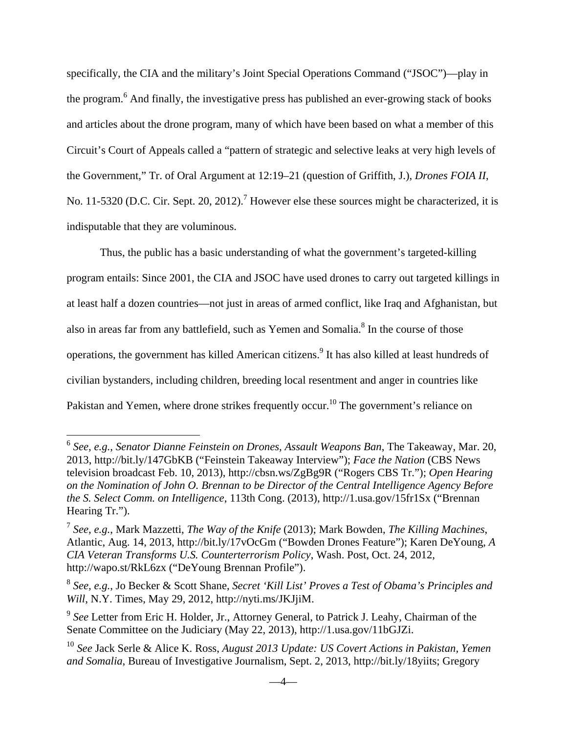specifically, the CIA and the military's Joint Special Operations Command ("JSOC")—play in the program.[6] And finally, the investigative press has published an ever-growing stack of books and articles about the drone program, many of which have been based on what a member of this Circuit's Court of Appeals called a "pattern of strategic and selective leaks at very high levels of the Government," Tr. of Oral Argument at 12:19–21 (question of Griffith, J.), *Drones FOIA II*, No. 11-5320 (D.C. Cir. Sept. 20, 2012).[7] However else these sources might be characterized, it is indisputable that they are voluminous.

Thus, the public has a basic understanding of what the government's targeted-killing program entails: Since 2001, the CIA and JSOC have used drones to carry out targeted killings in at least half a dozen countries—not just in areas of armed conflict, like Iraq and Afghanistan, but also in areas far from any battlefield, such as Yemen and Somalia.[8] In the course of those operations, the government has killed American citizens.[9] It has also killed at least hundreds of civilian bystanders, including children, breeding local resentment and anger in countries like Pakistan and Yemen, where drone strikes frequently occur.[10] The government's reliance on

---

[6] *See, e.g.*, *Senator Dianne Feinstein on Drones, Assault Weapons Ban*, The Takeaway, Mar. 20, 2013, http://bit.ly/147GbKB ("Feinstein Takeaway Interview"); *Face the Nation* (CBS News television broadcast Feb. 10, 2013), http://cbsn.ws/ZgBg9R ("Rogers CBS Tr."); *Open Hearing on the Nomination of John O. Brennan to be Director of the Central Intelligence Agency Before the S. Select Comm. on Intelligence*, 113th Cong. (2013), http://1.usa.gov/15fr1Sx ("Brennan Hearing Tr.").

[7] *See, e.g.*, Mark Mazzetti, *The Way of the Knife* (2013); Mark Bowden, *The Killing Machines*, Atlantic, Aug. 14, 2013, http://bit.ly/17vOcGm ("Bowden Drones Feature"); Karen DeYoung, *A CIA Veteran Transforms U.S. Counterterrorism Policy*, Wash. Post, Oct. 24, 2012, http://wapo.st/RkL6zx ("DeYoung Brennan Profile").

[8] *See, e.g.*, Jo Becker & Scott Shane, *Secret 'Kill List' Proves a Test of Obama's Principles and Will*, N.Y. Times, May 29, 2012, http://nyti.ms/JKJjiM.

[9] *See* Letter from Eric H. Holder, Jr., Attorney General, to Patrick J. Leahy, Chairman of the Senate Committee on the Judiciary (May 22, 2013), http://1.usa.gov/11bGJZi.

[10] *See* Jack Serle & Alice K. Ross, *August 2013 Update: US Covert Actions in Pakistan, Yemen and Somalia*, Bureau of Investigative Journalism, Sept. 2, 2013, http://bit.ly/18yiits; Gregory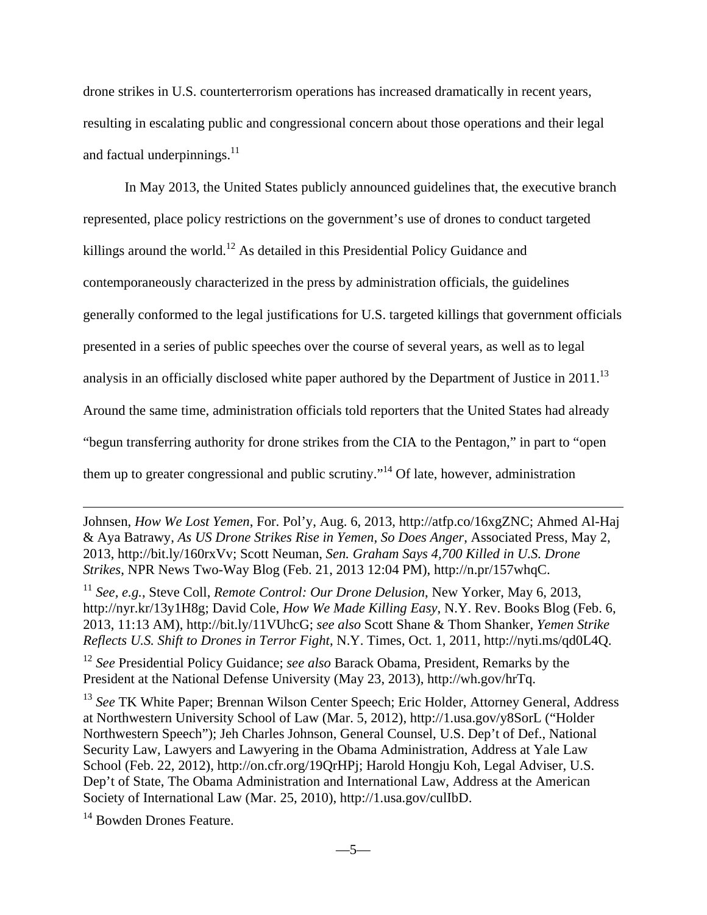drone strikes in U.S. counterterrorism operations has increased dramatically in recent years, resulting in escalating public and congressional concern about those operations and their legal and factual underpinnings.[11]

In May 2013, the United States publicly announced guidelines that, the executive branch represented, place policy restrictions on the government's use of drones to conduct targeted killings around the world.[12] As detailed in this Presidential Policy Guidance and contemporaneously characterized in the press by administration officials, the guidelines generally conformed to the legal justifications for U.S. targeted killings that government officials presented in a series of public speeches over the course of several years, as well as to legal analysis in an officially disclosed white paper authored by the Department of Justice in 2011.[13] Around the same time, administration officials told reporters that the United States had already "begun transferring authority for drone strikes from the CIA to the Pentagon," in part to "open them up to greater congressional and public scrutiny."[14] Of late, however, administration

---

Johnsen, *How We Lost Yemen*, For. Pol'y, Aug. 6, 2013, http://atfp.co/16xgZNC; Ahmed Al-Haj & Aya Batrawy, *As US Drone Strikes Rise in Yemen, So Does Anger*, Associated Press, May 2, 2013, http://bit.ly/160rxVv; Scott Neuman, *Sen. Graham Says 4,700 Killed in U.S. Drone Strikes*, NPR News Two-Way Blog (Feb. 21, 2013 12:04 PM), http://n.pr/157whqC.

[11] *See, e.g.*, Steve Coll, *Remote Control: Our Drone Delusion*, New Yorker, May 6, 2013, http://nyr.kr/13y1H8g; David Cole, *How We Made Killing Easy*, N.Y. Rev. Books Blog (Feb. 6, 2013, 11:13 AM), http://bit.ly/11VUhcG; *see also* Scott Shane & Thom Shanker, *Yemen Strike Reflects U.S. Shift to Drones in Terror Fight*, N.Y. Times, Oct. 1, 2011, http://nyti.ms/qd0L4Q.

[12] *See* Presidential Policy Guidance; *see also* Barack Obama, President, Remarks by the President at the National Defense University (May 23, 2013), http://wh.gov/hrTq.

[13] *See* TK White Paper; Brennan Wilson Center Speech; Eric Holder, Attorney General, Address at Northwestern University School of Law (Mar. 5, 2012), http://1.usa.gov/y8SorL ("Holder Northwestern Speech"); Jeh Charles Johnson, General Counsel, U.S. Dep't of Def., National Security Law, Lawyers and Lawyering in the Obama Administration, Address at Yale Law School (Feb. 22, 2012), http://on.cfr.org/19QrHPj; Harold Hongju Koh, Legal Adviser, U.S. Dep't of State, The Obama Administration and International Law, Address at the American Society of International Law (Mar. 25, 2010), http://1.usa.gov/culIbD.

[14] Bowden Drones Feature.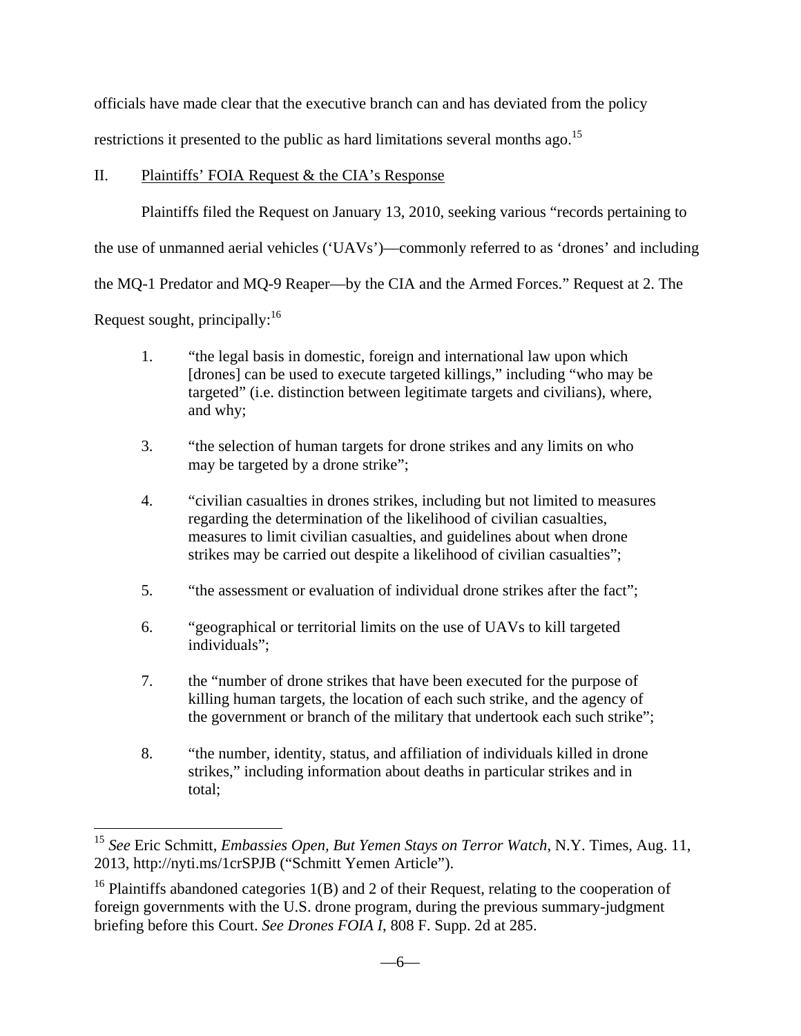officials have made clear that the executive branch can and has deviated from the policy restrictions it presented to the public as hard limitations several months ago.[15]

## II. Plaintiffs' FOIA Request & the CIA's Response

Plaintiffs filed the Request on January 13, 2010, seeking various "records pertaining to the use of unmanned aerial vehicles ('UAVs')—commonly referred to as 'drones' and including the MQ-1 Predator and MQ-9 Reaper—by the CIA and the Armed Forces." Request at 2. The Request sought, principally:[16]

1. "the legal basis in domestic, foreign and international law upon which [drones] can be used to execute targeted killings," including "who may be targeted" (i.e. distinction between legitimate targets and civilians), where, and why;

3. "the selection of human targets for drone strikes and any limits on who may be targeted by a drone strike";

4. "civilian casualties in drones strikes, including but not limited to measures regarding the determination of the likelihood of civilian casualties, measures to limit civilian casualties, and guidelines about when drone strikes may be carried out despite a likelihood of civilian casualties";

5. "the assessment or evaluation of individual drone strikes after the fact";

6. "geographical or territorial limits on the use of UAVs to kill targeted individuals";

7. the "number of drone strikes that have been executed for the purpose of killing human targets, the location of each such strike, and the agency of the government or branch of the military that undertook each such strike";

8. "the number, identity, status, and affiliation of individuals killed in drone strikes," including information about deaths in particular strikes and in total;

---

[15] *See* Eric Schmitt, *Embassies Open, But Yemen Stays on Terror Watch*, N.Y. Times, Aug. 11, 2013, http://nyti.ms/1crSPJB ("Schmitt Yemen Article").

[16] Plaintiffs abandoned categories 1(B) and 2 of their Request, relating to the cooperation of foreign governments with the U.S. drone program, during the previous summary-judgment briefing before this Court. *See Drones FOIA I*, 808 F. Supp. 2d at 285.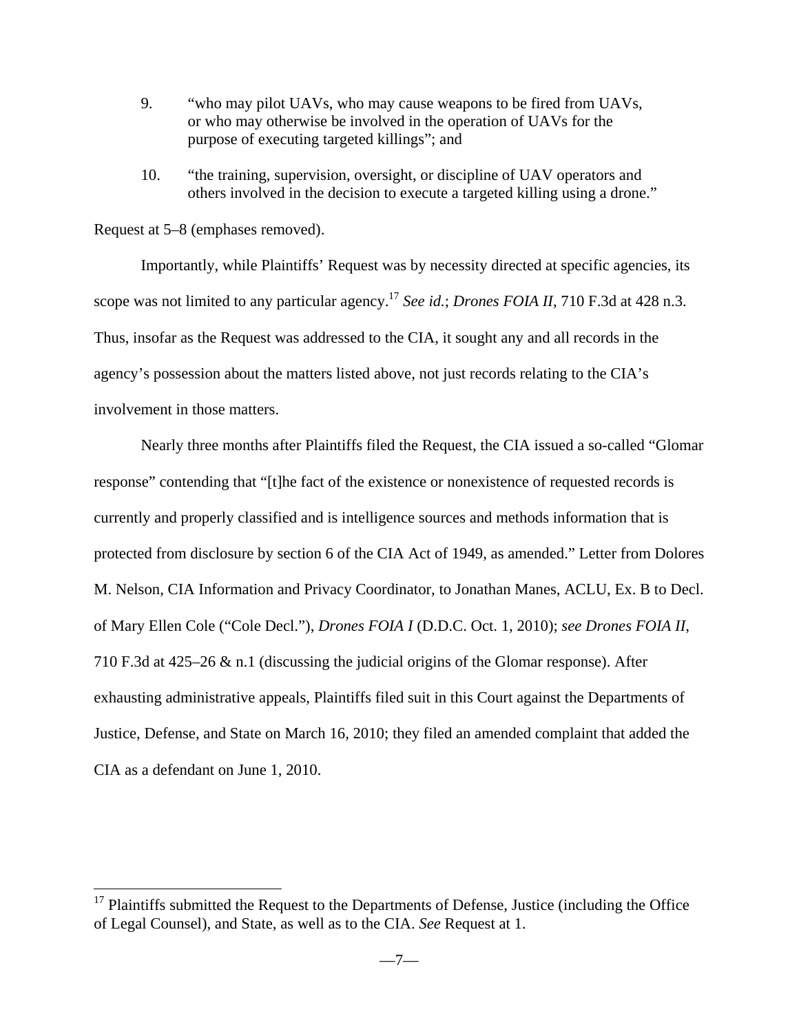9. "who may pilot UAVs, who may cause weapons to be fired from UAVs, or who may otherwise be involved in the operation of UAVs for the purpose of executing targeted killings"; and

10. "the training, supervision, oversight, or discipline of UAV operators and others involved in the decision to execute a targeted killing using a drone."

Request at 5–8 (emphases removed).

Importantly, while Plaintiffs' Request was by necessity directed at specific agencies, its scope was not limited to any particular agency.[17] *See id.*; *Drones FOIA II*, 710 F.3d at 428 n.3. Thus, insofar as the Request was addressed to the CIA, it sought any and all records in the agency's possession about the matters listed above, not just records relating to the CIA's involvement in those matters.

Nearly three months after Plaintiffs filed the Request, the CIA issued a so-called "Glomar response" contending that "[t]he fact of the existence or nonexistence of requested records is currently and properly classified and is intelligence sources and methods information that is protected from disclosure by section 6 of the CIA Act of 1949, as amended." Letter from Dolores M. Nelson, CIA Information and Privacy Coordinator, to Jonathan Manes, ACLU, Ex. B to Decl. of Mary Ellen Cole ("Cole Decl."), *Drones FOIA I* (D.D.C. Oct. 1, 2010); *see Drones FOIA II*, 710 F.3d at 425–26 & n.1 (discussing the judicial origins of the Glomar response). After exhausting administrative appeals, Plaintiffs filed suit in this Court against the Departments of Justice, Defense, and State on March 16, 2010; they filed an amended complaint that added the CIA as a defendant on June 1, 2010.

---

[17] Plaintiffs submitted the Request to the Departments of Defense, Justice (including the Office of Legal Counsel), and State, as well as to the CIA. *See* Request at 1.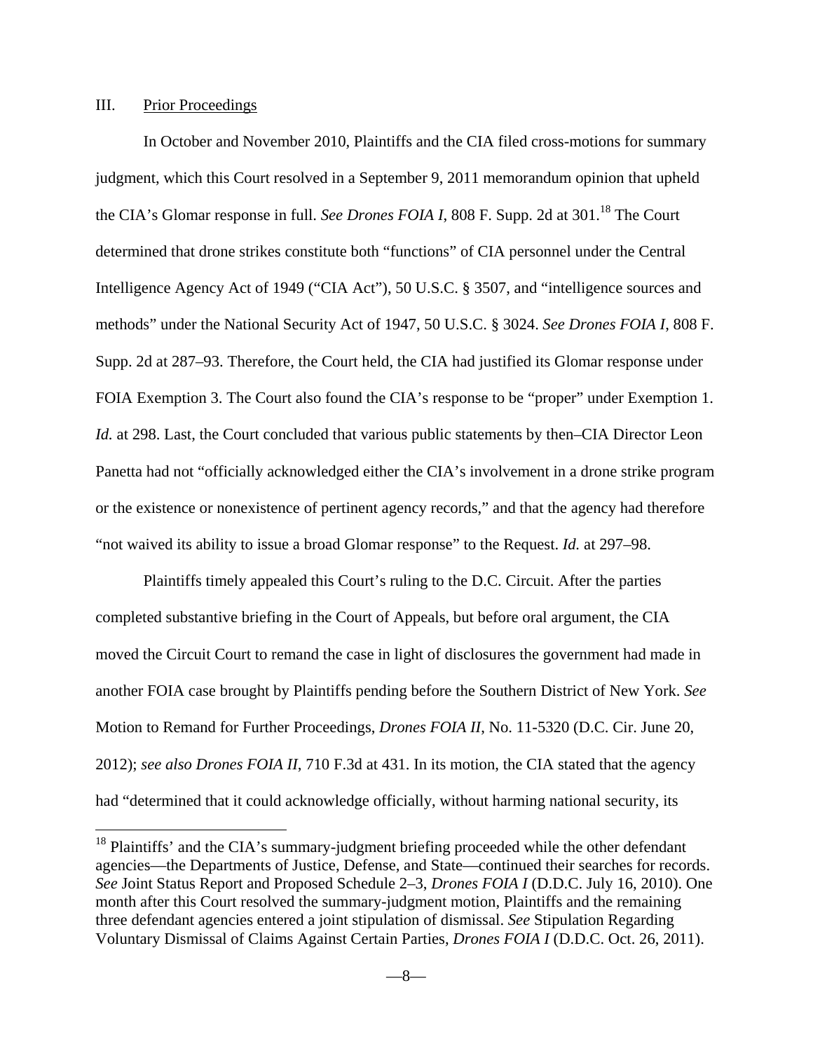## III. Prior Proceedings

In October and November 2010, Plaintiffs and the CIA filed cross-motions for summary judgment, which this Court resolved in a September 9, 2011 memorandum opinion that upheld the CIA's Glomar response in full. *See Drones FOIA I*, 808 F. Supp. 2d at 301.[18] The Court determined that drone strikes constitute both "functions" of CIA personnel under the Central Intelligence Agency Act of 1949 ("CIA Act"), 50 U.S.C. § 3507, and "intelligence sources and methods" under the National Security Act of 1947, 50 U.S.C. § 3024. *See Drones FOIA I*, 808 F. Supp. 2d at 287–93. Therefore, the Court held, the CIA had justified its Glomar response under FOIA Exemption 3. The Court also found the CIA's response to be "proper" under Exemption 1. *Id.* at 298. Last, the Court concluded that various public statements by then–CIA Director Leon Panetta had not "officially acknowledged either the CIA's involvement in a drone strike program or the existence or nonexistence of pertinent agency records," and that the agency had therefore "not waived its ability to issue a broad Glomar response" to the Request. *Id.* at 297–98.

Plaintiffs timely appealed this Court's ruling to the D.C. Circuit. After the parties completed substantive briefing in the Court of Appeals, but before oral argument, the CIA moved the Circuit Court to remand the case in light of disclosures the government had made in another FOIA case brought by Plaintiffs pending before the Southern District of New York. *See* Motion to Remand for Further Proceedings, *Drones FOIA II*, No. 11-5320 (D.C. Cir. June 20, 2012); *see also Drones FOIA II*, 710 F.3d at 431. In its motion, the CIA stated that the agency had "determined that it could acknowledge officially, without harming national security, its

---

[18] Plaintiffs' and the CIA's summary-judgment briefing proceeded while the other defendant agencies—the Departments of Justice, Defense, and State—continued their searches for records. *See* Joint Status Report and Proposed Schedule 2–3, *Drones FOIA I* (D.D.C. July 16, 2010). One month after this Court resolved the summary-judgment motion, Plaintiffs and the remaining three defendant agencies entered a joint stipulation of dismissal. *See* Stipulation Regarding Voluntary Dismissal of Claims Against Certain Parties, *Drones FOIA I* (D.D.C. Oct. 26, 2011).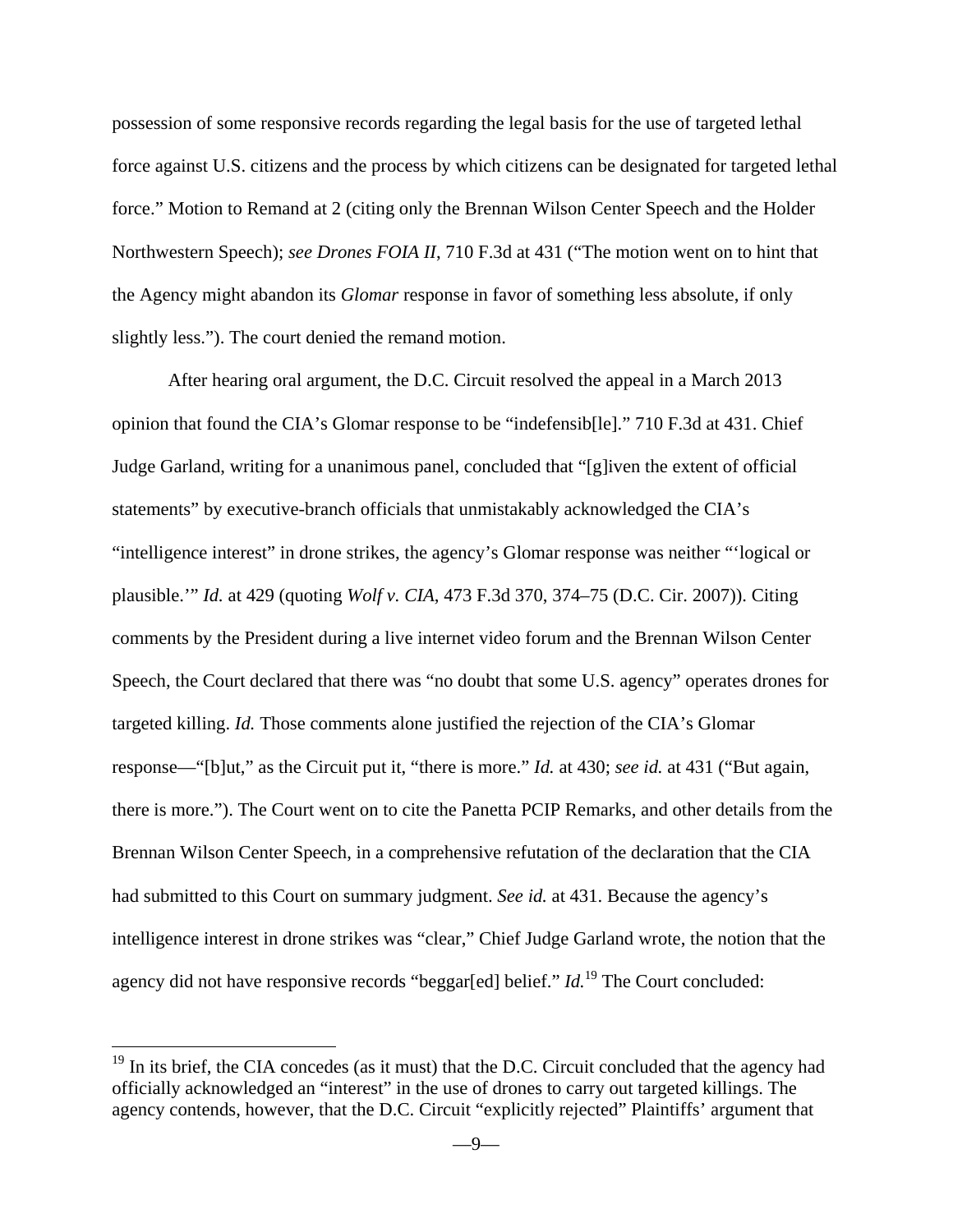possession of some responsive records regarding the legal basis for the use of targeted lethal force against U.S. citizens and the process by which citizens can be designated for targeted lethal force." Motion to Remand at 2 (citing only the Brennan Wilson Center Speech and the Holder Northwestern Speech); *see Drones FOIA II*, 710 F.3d at 431 ("The motion went on to hint that the Agency might abandon its *Glomar* response in favor of something less absolute, if only slightly less."). The court denied the remand motion.

After hearing oral argument, the D.C. Circuit resolved the appeal in a March 2013 opinion that found the CIA's Glomar response to be "indefensib[le]." 710 F.3d at 431. Chief Judge Garland, writing for a unanimous panel, concluded that "[g]iven the extent of official statements" by executive-branch officials that unmistakably acknowledged the CIA's "intelligence interest" in drone strikes, the agency's Glomar response was neither "'logical or plausible.'" *Id.* at 429 (quoting *Wolf v. CIA*, 473 F.3d 370, 374–75 (D.C. Cir. 2007)). Citing comments by the President during a live internet video forum and the Brennan Wilson Center Speech, the Court declared that there was "no doubt that some U.S. agency" operates drones for targeted killing. *Id.* Those comments alone justified the rejection of the CIA's Glomar response—"[b]ut," as the Circuit put it, "there is more." *Id.* at 430; *see id.* at 431 ("But again, there is more."). The Court went on to cite the Panetta PCIP Remarks, and other details from the Brennan Wilson Center Speech, in a comprehensive refutation of the declaration that the CIA had submitted to this Court on summary judgment. *See id.* at 431. Because the agency's intelligence interest in drone strikes was "clear," Chief Judge Garland wrote, the notion that the agency did not have responsive records "beggar[ed] belief." *Id.*[19] The Court concluded:

[19] In its brief, the CIA concedes (as it must) that the D.C. Circuit concluded that the agency had officially acknowledged an "interest" in the use of drones to carry out targeted killings. The agency contends, however, that the D.C. Circuit "explicitly rejected" Plaintiffs' argument that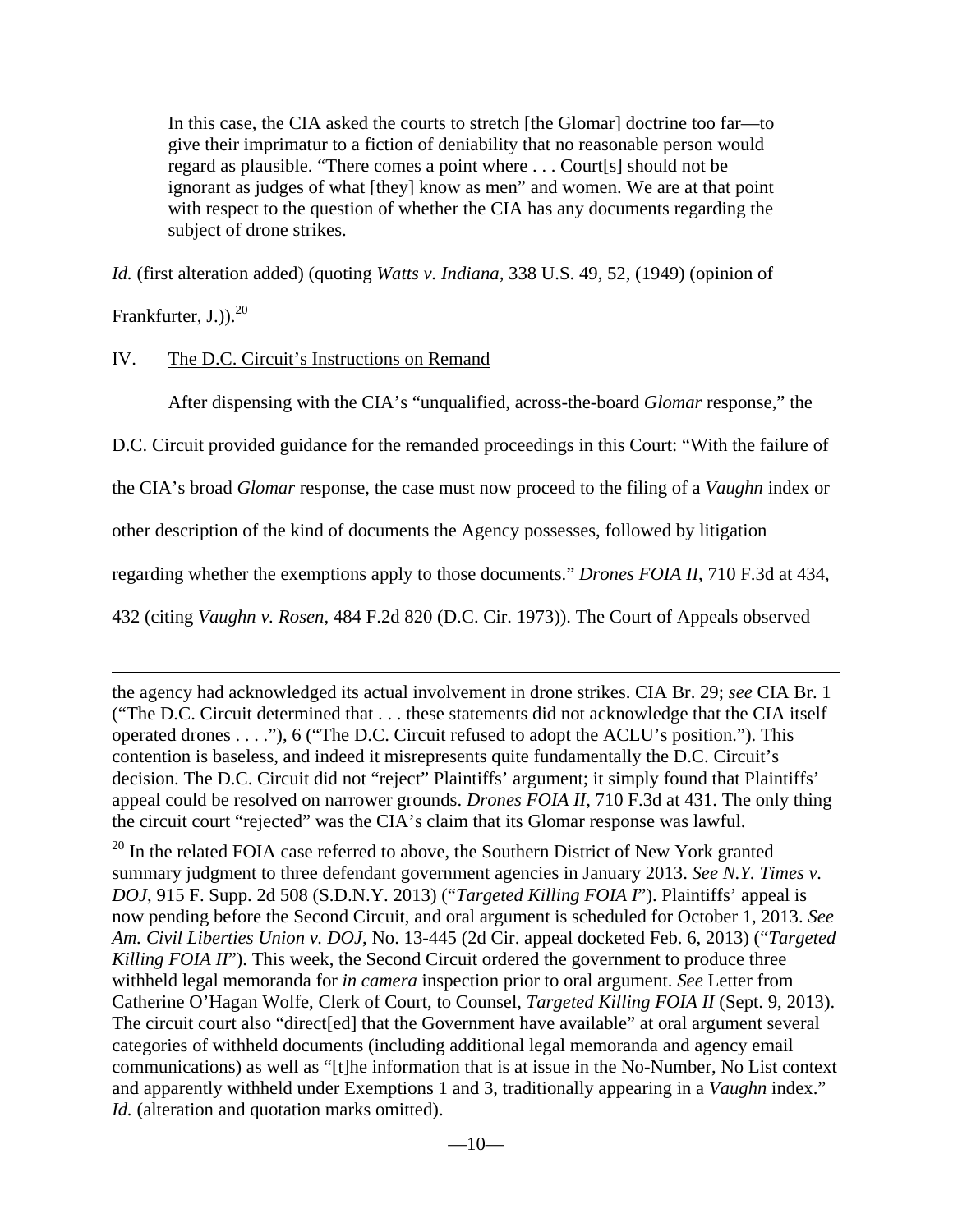> In this case, the CIA asked the courts to stretch [the Glomar] doctrine too far—to give their imprimatur to a fiction of deniability that no reasonable person would regard as plausible. "There comes a point where . . . Court[s] should not be ignorant as judges of what [they] know as men" and women. We are at that point with respect to the question of whether the CIA has any documents regarding the subject of drone strikes.

*Id.* (first alteration added) (quoting *Watts v. Indiana*, 338 U.S. 49, 52, (1949) (opinion of Frankfurter, J.)).[20]

IV. The D.C. Circuit's Instructions on Remand

After dispensing with the CIA's "unqualified, across-the-board *Glomar* response," the D.C. Circuit provided guidance for the remanded proceedings in this Court: "With the failure of the CIA's broad *Glomar* response, the case must now proceed to the filing of a *Vaughn* index or other description of the kind of documents the Agency possesses, followed by litigation regarding whether the exemptions apply to those documents." *Drones FOIA II*, 710 F.3d at 434, 432 (citing *Vaughn v. Rosen*, 484 F.2d 820 (D.C. Cir. 1973)). The Court of Appeals observed

---

the agency had acknowledged its actual involvement in drone strikes. CIA Br. 29; *see* CIA Br. 1 ("The D.C. Circuit determined that . . . these statements did not acknowledge that the CIA itself operated drones . . . ."), 6 ("The D.C. Circuit refused to adopt the ACLU's position."). This contention is baseless, and indeed it misrepresents quite fundamentally the D.C. Circuit's decision. The D.C. Circuit did not "reject" Plaintiffs' argument; it simply found that Plaintiffs' appeal could be resolved on narrower grounds. *Drones FOIA II*, 710 F.3d at 431. The only thing the circuit court "rejected" was the CIA's claim that its Glomar response was lawful.

[20] In the related FOIA case referred to above, the Southern District of New York granted summary judgment to three defendant government agencies in January 2013. *See N.Y. Times v. DOJ*, 915 F. Supp. 2d 508 (S.D.N.Y. 2013) ("*Targeted Killing FOIA I*"). Plaintiffs' appeal is now pending before the Second Circuit, and oral argument is scheduled for October 1, 2013. *See Am. Civil Liberties Union v. DOJ*, No. 13-445 (2d Cir. appeal docketed Feb. 6, 2013) ("*Targeted Killing FOIA II*"). This week, the Second Circuit ordered the government to produce three withheld legal memoranda for *in camera* inspection prior to oral argument. *See* Letter from Catherine O'Hagan Wolfe, Clerk of Court, to Counsel, *Targeted Killing FOIA II* (Sept. 9, 2013). The circuit court also "direct[ed] that the Government have available" at oral argument several categories of withheld documents (including additional legal memoranda and agency email communications) as well as "[t]he information that is at issue in the No-Number, No List context and apparently withheld under Exemptions 1 and 3, traditionally appearing in a *Vaughn* index." *Id.* (alteration and quotation marks omitted).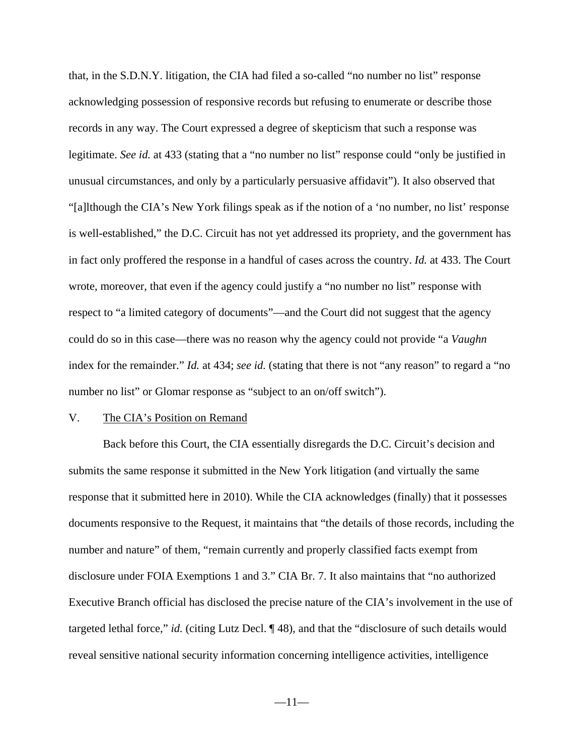that, in the S.D.N.Y. litigation, the CIA had filed a so-called "no number no list" response acknowledging possession of responsive records but refusing to enumerate or describe those records in any way. The Court expressed a degree of skepticism that such a response was legitimate. *See id.* at 433 (stating that a "no number no list" response could "only be justified in unusual circumstances, and only by a particularly persuasive affidavit"). It also observed that "[a]lthough the CIA's New York filings speak as if the notion of a 'no number, no list' response is well-established," the D.C. Circuit has not yet addressed its propriety, and the government has in fact only proffered the response in a handful of cases across the country. *Id.* at 433. The Court wrote, moreover, that even if the agency could justify a "no number no list" response with respect to "a limited category of documents"—and the Court did not suggest that the agency could do so in this case—there was no reason why the agency could not provide "a *Vaughn* index for the remainder." *Id.* at 434; *see id.* (stating that there is not "any reason" to regard a "no number no list" or Glomar response as "subject to an on/off switch").

V. The CIA's Position on Remand

Back before this Court, the CIA essentially disregards the D.C. Circuit's decision and submits the same response it submitted in the New York litigation (and virtually the same response that it submitted here in 2010). While the CIA acknowledges (finally) that it possesses documents responsive to the Request, it maintains that "the details of those records, including the number and nature" of them, "remain currently and properly classified facts exempt from disclosure under FOIA Exemptions 1 and 3." CIA Br. 7. It also maintains that "no authorized Executive Branch official has disclosed the precise nature of the CIA's involvement in the use of targeted lethal force," *id.* (citing Lutz Decl. ¶ 48), and that the "disclosure of such details would reveal sensitive national security information concerning intelligence activities, intelligence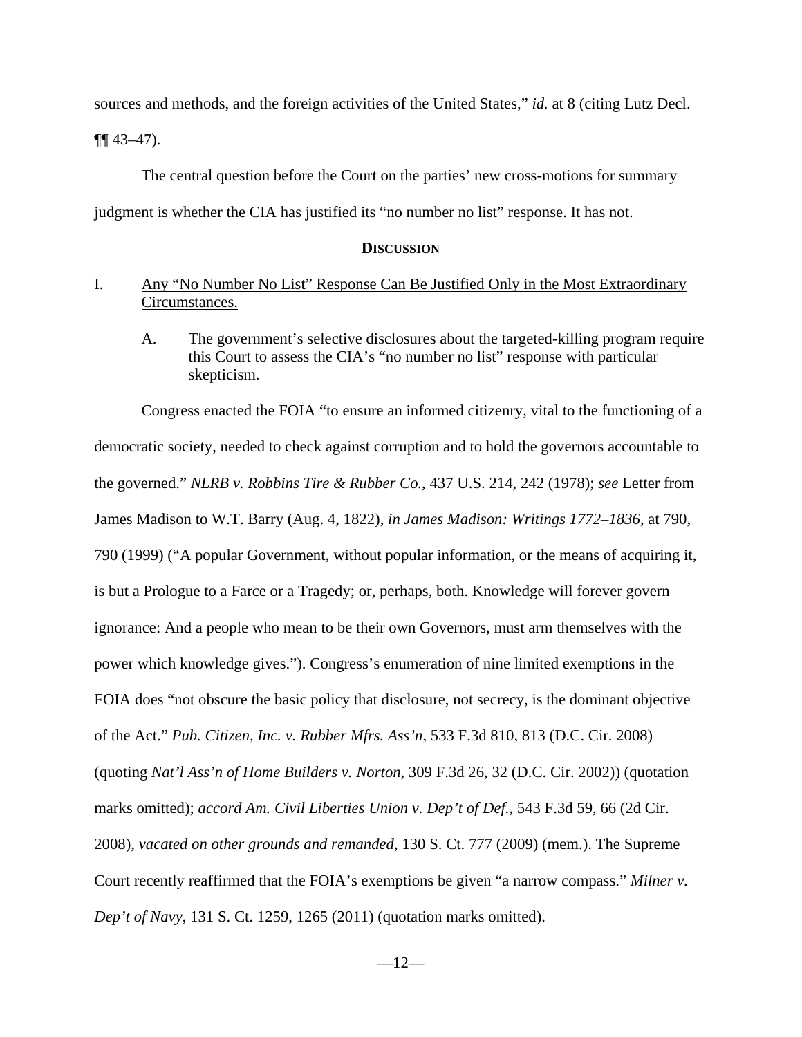sources and methods, and the foreign activities of the United States," *id.* at 8 (citing Lutz Decl. ¶¶ 43–47).

The central question before the Court on the parties' new cross-motions for summary judgment is whether the CIA has justified its "no number no list" response. It has not.

## DISCUSSION

### I. Any "No Number No List" Response Can Be Justified Only in the Most Extraordinary Circumstances.

#### A. The government's selective disclosures about the targeted-killing program require this Court to assess the CIA's "no number no list" response with particular skepticism.

Congress enacted the FOIA "to ensure an informed citizenry, vital to the functioning of a democratic society, needed to check against corruption and to hold the governors accountable to the governed." *NLRB v. Robbins Tire & Rubber Co.*, 437 U.S. 214, 242 (1978); *see* Letter from James Madison to W.T. Barry (Aug. 4, 1822), *in James Madison: Writings 1772–1836*, at 790, 790 (1999) ("A popular Government, without popular information, or the means of acquiring it, is but a Prologue to a Farce or a Tragedy; or, perhaps, both. Knowledge will forever govern ignorance: And a people who mean to be their own Governors, must arm themselves with the power which knowledge gives."). Congress's enumeration of nine limited exemptions in the FOIA does "not obscure the basic policy that disclosure, not secrecy, is the dominant objective of the Act." *Pub. Citizen, Inc. v. Rubber Mfrs. Ass'n*, 533 F.3d 810, 813 (D.C. Cir. 2008) (quoting *Nat'l Ass'n of Home Builders v. Norton*, 309 F.3d 26, 32 (D.C. Cir. 2002)) (quotation marks omitted); *accord Am. Civil Liberties Union v. Dep't of Def.*, 543 F.3d 59, 66 (2d Cir. 2008), *vacated on other grounds and remanded*, 130 S. Ct. 777 (2009) (mem.). The Supreme Court recently reaffirmed that the FOIA's exemptions be given "a narrow compass." *Milner v. Dep't of Navy*, 131 S. Ct. 1259, 1265 (2011) (quotation marks omitted).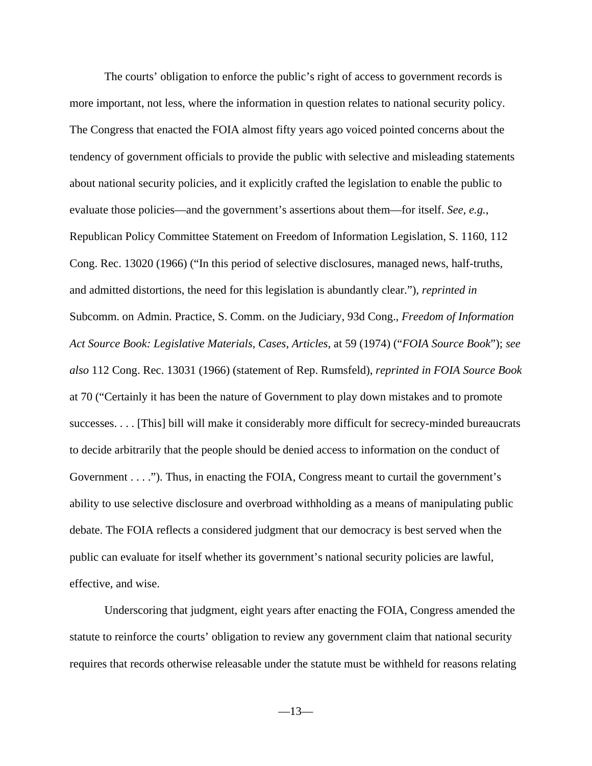The courts' obligation to enforce the public's right of access to government records is more important, not less, where the information in question relates to national security policy. The Congress that enacted the FOIA almost fifty years ago voiced pointed concerns about the tendency of government officials to provide the public with selective and misleading statements about national security policies, and it explicitly crafted the legislation to enable the public to evaluate those policies—and the government's assertions about them—for itself. *See, e.g.*, Republican Policy Committee Statement on Freedom of Information Legislation, S. 1160, 112 Cong. Rec. 13020 (1966) ("In this period of selective disclosures, managed news, half-truths, and admitted distortions, the need for this legislation is abundantly clear."), *reprinted in* Subcomm. on Admin. Practice, S. Comm. on the Judiciary, 93d Cong., *Freedom of Information Act Source Book: Legislative Materials, Cases, Articles*, at 59 (1974) ("*FOIA Source Book*"); *see also* 112 Cong. Rec. 13031 (1966) (statement of Rep. Rumsfeld), *reprinted in FOIA Source Book* at 70 ("Certainly it has been the nature of Government to play down mistakes and to promote successes. . . . [This] bill will make it considerably more difficult for secrecy-minded bureaucrats to decide arbitrarily that the people should be denied access to information on the conduct of Government . . . ."). Thus, in enacting the FOIA, Congress meant to curtail the government's ability to use selective disclosure and overbroad withholding as a means of manipulating public debate. The FOIA reflects a considered judgment that our democracy is best served when the public can evaluate for itself whether its government's national security policies are lawful, effective, and wise.

Underscoring that judgment, eight years after enacting the FOIA, Congress amended the statute to reinforce the courts' obligation to review any government claim that national security requires that records otherwise releasable under the statute must be withheld for reasons relating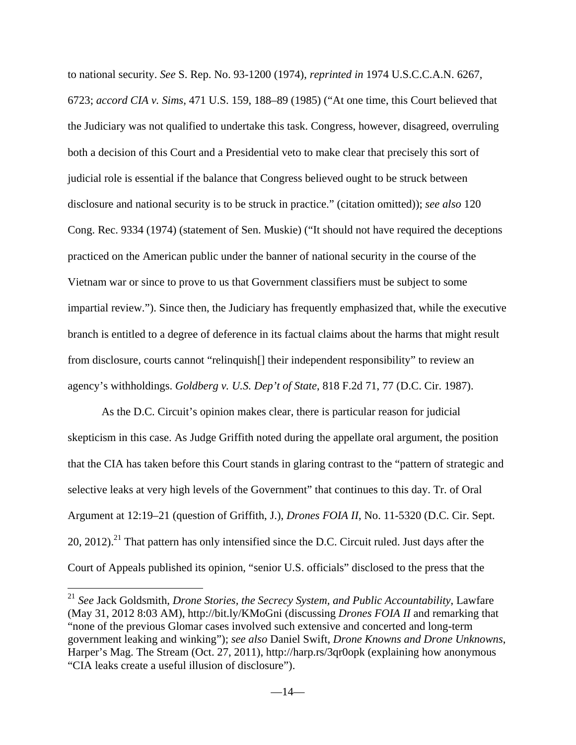to national security. *See* S. Rep. No. 93-1200 (1974), *reprinted in* 1974 U.S.C.C.A.N. 6267, 6723; *accord CIA v. Sims*, 471 U.S. 159, 188–89 (1985) ("At one time, this Court believed that the Judiciary was not qualified to undertake this task. Congress, however, disagreed, overruling both a decision of this Court and a Presidential veto to make clear that precisely this sort of judicial role is essential if the balance that Congress believed ought to be struck between disclosure and national security is to be struck in practice." (citation omitted)); *see also* 120 Cong. Rec. 9334 (1974) (statement of Sen. Muskie) ("It should not have required the deceptions practiced on the American public under the banner of national security in the course of the Vietnam war or since to prove to us that Government classifiers must be subject to some impartial review."). Since then, the Judiciary has frequently emphasized that, while the executive branch is entitled to a degree of deference in its factual claims about the harms that might result from disclosure, courts cannot "relinquish[] their independent responsibility" to review an agency's withholdings. *Goldberg v. U.S. Dep't of State*, 818 F.2d 71, 77 (D.C. Cir. 1987).

As the D.C. Circuit's opinion makes clear, there is particular reason for judicial skepticism in this case. As Judge Griffith noted during the appellate oral argument, the position that the CIA has taken before this Court stands in glaring contrast to the "pattern of strategic and selective leaks at very high levels of the Government" that continues to this day. Tr. of Oral Argument at 12:19–21 (question of Griffith, J.), *Drones FOIA II*, No. 11-5320 (D.C. Cir. Sept. 20, 2012).[21] That pattern has only intensified since the D.C. Circuit ruled. Just days after the Court of Appeals published its opinion, "senior U.S. officials" disclosed to the press that the

[21] *See* Jack Goldsmith, *Drone Stories, the Secrecy System, and Public Accountability*, Lawfare (May 31, 2012 8:03 AM), http://bit.ly/KMoGni (discussing *Drones FOIA II* and remarking that "none of the previous Glomar cases involved such extensive and concerted and long-term government leaking and winking"); *see also* Daniel Swift, *Drone Knowns and Drone Unknowns*, Harper's Mag. The Stream (Oct. 27, 2011), http://harp.rs/3qr0opk (explaining how anonymous "CIA leaks create a useful illusion of disclosure").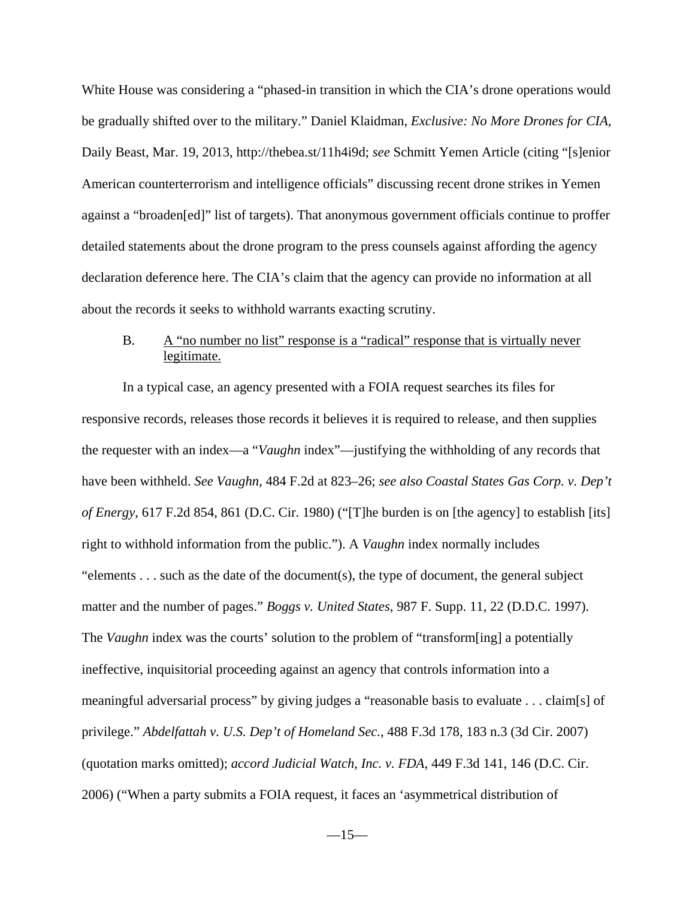White House was considering a "phased-in transition in which the CIA's drone operations would be gradually shifted over to the military." Daniel Klaidman, *Exclusive: No More Drones for CIA*, Daily Beast, Mar. 19, 2013, http://thebea.st/11h4i9d; *see* Schmitt Yemen Article (citing "[s]enior American counterterrorism and intelligence officials" discussing recent drone strikes in Yemen against a "broaden[ed]" list of targets). That anonymous government officials continue to proffer detailed statements about the drone program to the press counsels against affording the agency declaration deference here. The CIA's claim that the agency can provide no information at all about the records it seeks to withhold warrants exacting scrutiny.

### B. A "no number no list" response is a "radical" response that is virtually never legitimate.

In a typical case, an agency presented with a FOIA request searches its files for responsive records, releases those records it believes it is required to release, and then supplies the requester with an index—a "*Vaughn* index"—justifying the withholding of any records that have been withheld. *See Vaughn*, 484 F.2d at 823–26; *see also Coastal States Gas Corp. v. Dep't of Energy*, 617 F.2d 854, 861 (D.C. Cir. 1980) ("[T]he burden is on [the agency] to establish [its] right to withhold information from the public."). A *Vaughn* index normally includes "elements . . . such as the date of the document(s), the type of document, the general subject matter and the number of pages." *Boggs v. United States*, 987 F. Supp. 11, 22 (D.D.C. 1997). The *Vaughn* index was the courts' solution to the problem of "transform[ing] a potentially ineffective, inquisitorial proceeding against an agency that controls information into a meaningful adversarial process" by giving judges a "reasonable basis to evaluate . . . claim[s] of privilege." *Abdelfattah v. U.S. Dep't of Homeland Sec.*, 488 F.3d 178, 183 n.3 (3d Cir. 2007) (quotation marks omitted); *accord Judicial Watch, Inc. v. FDA*, 449 F.3d 141, 146 (D.C. Cir. 2006) ("When a party submits a FOIA request, it faces an 'asymmetrical distribution of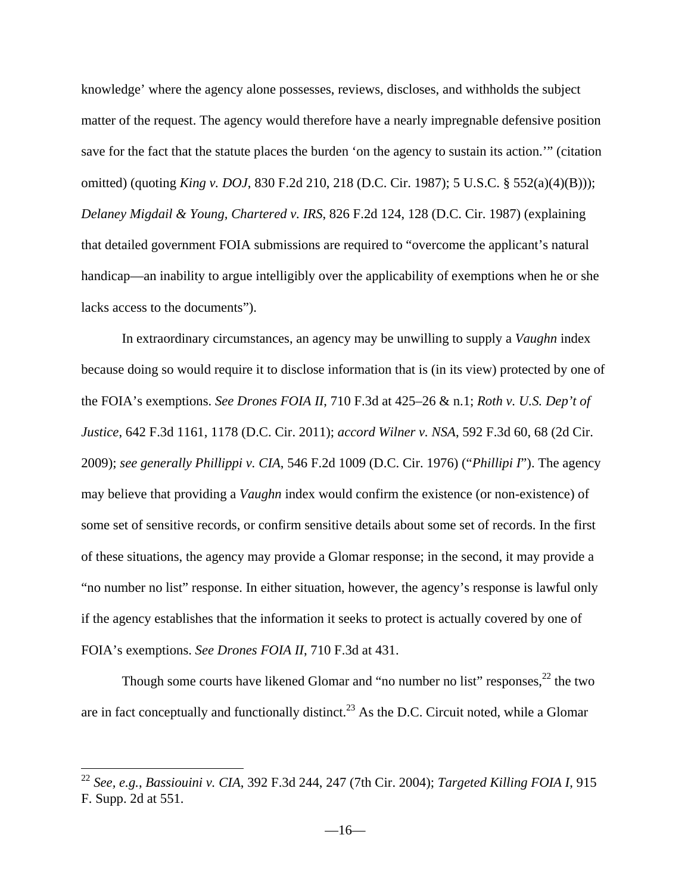knowledge' where the agency alone possesses, reviews, discloses, and withholds the subject matter of the request. The agency would therefore have a nearly impregnable defensive position save for the fact that the statute places the burden 'on the agency to sustain its action.'" (citation omitted) (quoting *King v. DOJ*, 830 F.2d 210, 218 (D.C. Cir. 1987); 5 U.S.C. § 552(a)(4)(B))); *Delaney Migdail & Young, Chartered v. IRS*, 826 F.2d 124, 128 (D.C. Cir. 1987) (explaining that detailed government FOIA submissions are required to "overcome the applicant's natural handicap—an inability to argue intelligibly over the applicability of exemptions when he or she lacks access to the documents").

In extraordinary circumstances, an agency may be unwilling to supply a *Vaughn* index because doing so would require it to disclose information that is (in its view) protected by one of the FOIA's exemptions. *See Drones FOIA II*, 710 F.3d at 425–26 & n.1; *Roth v. U.S. Dep't of Justice*, 642 F.3d 1161, 1178 (D.C. Cir. 2011); *accord Wilner v. NSA*, 592 F.3d 60, 68 (2d Cir. 2009); *see generally Phillippi v. CIA*, 546 F.2d 1009 (D.C. Cir. 1976) ("*Phillipi I*"). The agency may believe that providing a *Vaughn* index would confirm the existence (or non-existence) of some set of sensitive records, or confirm sensitive details about some set of records. In the first of these situations, the agency may provide a Glomar response; in the second, it may provide a "no number no list" response. In either situation, however, the agency's response is lawful only if the agency establishes that the information it seeks to protect is actually covered by one of FOIA's exemptions. *See Drones FOIA II*, 710 F.3d at 431.

Though some courts have likened Glomar and "no number no list" responses,[22] the two are in fact conceptually and functionally distinct.[23] As the D.C. Circuit noted, while a Glomar

---

[22] *See, e.g.*, *Bassiouini v. CIA*, 392 F.3d 244, 247 (7th Cir. 2004); *Targeted Killing FOIA I*, 915 F. Supp. 2d at 551.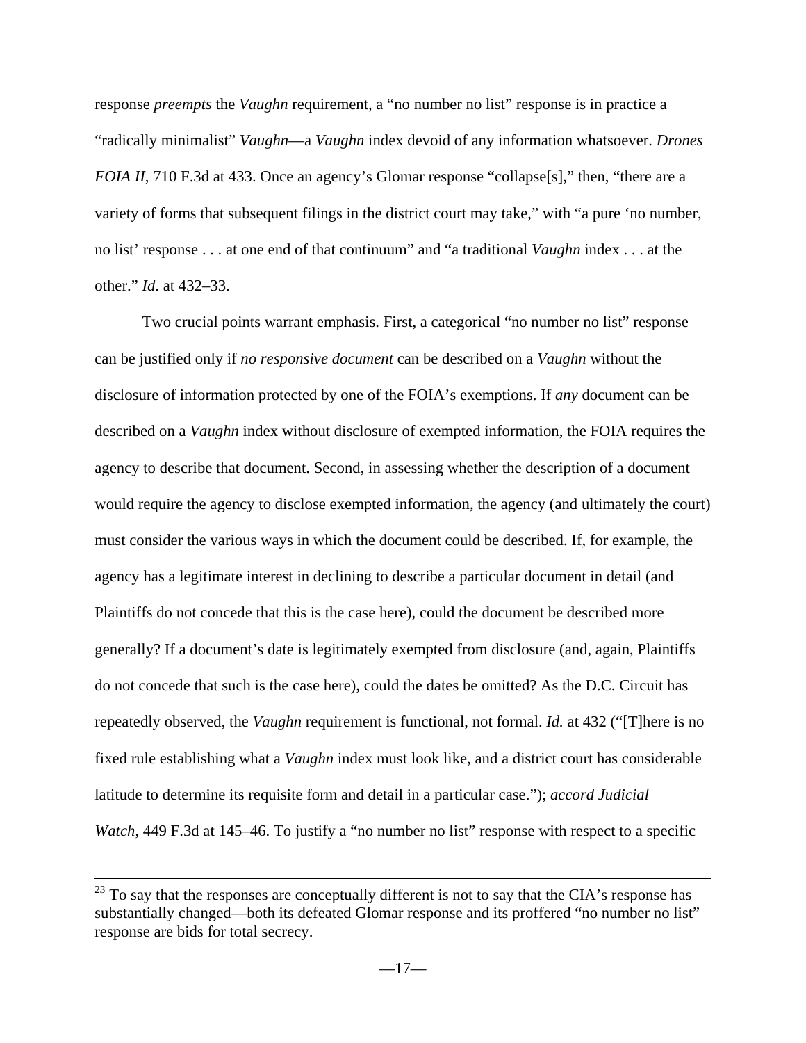response *preempts* the *Vaughn* requirement, a "no number no list" response is in practice a "radically minimalist" *Vaughn*—a *Vaughn* index devoid of any information whatsoever. *Drones FOIA II*, 710 F.3d at 433. Once an agency's Glomar response "collapse[s]," then, "there are a variety of forms that subsequent filings in the district court may take," with "a pure 'no number, no list' response . . . at one end of that continuum" and "a traditional *Vaughn* index . . . at the other." *Id.* at 432–33.

Two crucial points warrant emphasis. First, a categorical "no number no list" response can be justified only if *no responsive document* can be described on a *Vaughn* without the disclosure of information protected by one of the FOIA's exemptions. If *any* document can be described on a *Vaughn* index without disclosure of exempted information, the FOIA requires the agency to describe that document. Second, in assessing whether the description of a document would require the agency to disclose exempted information, the agency (and ultimately the court) must consider the various ways in which the document could be described. If, for example, the agency has a legitimate interest in declining to describe a particular document in detail (and Plaintiffs do not concede that this is the case here), could the document be described more generally? If a document's date is legitimately exempted from disclosure (and, again, Plaintiffs do not concede that such is the case here), could the dates be omitted? As the D.C. Circuit has repeatedly observed, the *Vaughn* requirement is functional, not formal. *Id.* at 432 ("[T]here is no fixed rule establishing what a *Vaughn* index must look like, and a district court has considerable latitude to determine its requisite form and detail in a particular case."); *accord Judicial Watch*, 449 F.3d at 145–46. To justify a "no number no list" response with respect to a specific

---

[23] To say that the responses are conceptually different is not to say that the CIA's response has substantially changed—both its defeated Glomar response and its proffered "no number no list" response are bids for total secrecy.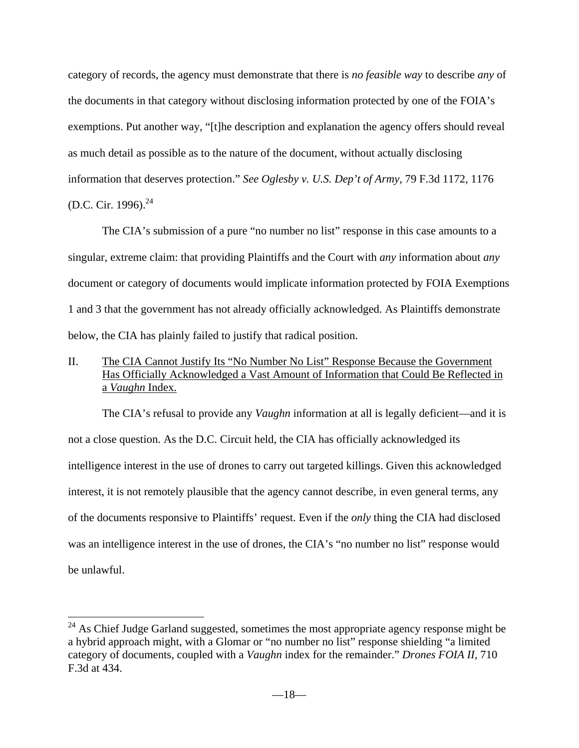category of records, the agency must demonstrate that there is *no feasible way* to describe *any* of the documents in that category without disclosing information protected by one of the FOIA's exemptions. Put another way, "[t]he description and explanation the agency offers should reveal as much detail as possible as to the nature of the document, without actually disclosing information that deserves protection." *See Oglesby v. U.S. Dep't of Army*, 79 F.3d 1172, 1176 (D.C. Cir. 1996).[24]

The CIA's submission of a pure "no number no list" response in this case amounts to a singular, extreme claim: that providing Plaintiffs and the Court with *any* information about *any* document or category of documents would implicate information protected by FOIA Exemptions 1 and 3 that the government has not already officially acknowledged. As Plaintiffs demonstrate below, the CIA has plainly failed to justify that radical position.

## II. The CIA Cannot Justify Its "No Number No List" Response Because the Government Has Officially Acknowledged a Vast Amount of Information that Could Be Reflected in a *Vaughn* Index.

The CIA's refusal to provide any *Vaughn* information at all is legally deficient—and it is not a close question. As the D.C. Circuit held, the CIA has officially acknowledged its intelligence interest in the use of drones to carry out targeted killings. Given this acknowledged interest, it is not remotely plausible that the agency cannot describe, in even general terms, any of the documents responsive to Plaintiffs' request. Even if the *only* thing the CIA had disclosed was an intelligence interest in the use of drones, the CIA's "no number no list" response would be unlawful.

---

[24] As Chief Judge Garland suggested, sometimes the most appropriate agency response might be a hybrid approach might, with a Glomar or "no number no list" response shielding "a limited category of documents, coupled with a *Vaughn* index for the remainder." *Drones FOIA II*, 710 F.3d at 434.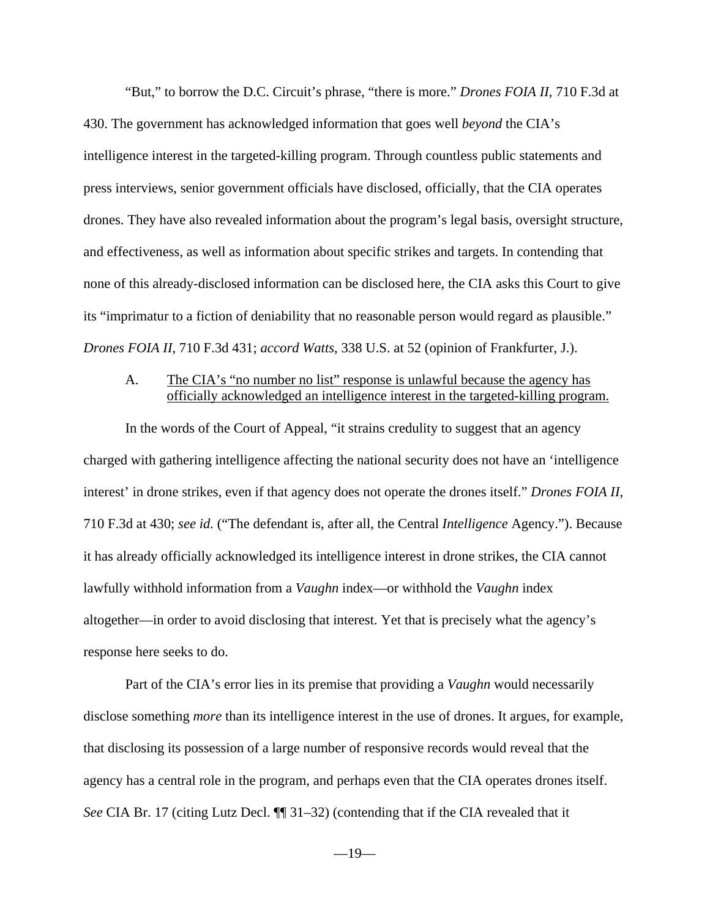"But," to borrow the D.C. Circuit's phrase, "there is more." *Drones FOIA II*, 710 F.3d at 430. The government has acknowledged information that goes well *beyond* the CIA's intelligence interest in the targeted-killing program. Through countless public statements and press interviews, senior government officials have disclosed, officially, that the CIA operates drones. They have also revealed information about the program's legal basis, oversight structure, and effectiveness, as well as information about specific strikes and targets. In contending that none of this already-disclosed information can be disclosed here, the CIA asks this Court to give its "imprimatur to a fiction of deniability that no reasonable person would regard as plausible." *Drones FOIA II*, 710 F.3d 431; *accord Watts*, 338 U.S. at 52 (opinion of Frankfurter, J.).

A. <u>The CIA's "no number no list" response is unlawful because the agency has officially acknowledged an intelligence interest in the targeted-killing program.</u>

In the words of the Court of Appeal, "it strains credulity to suggest that an agency charged with gathering intelligence affecting the national security does not have an 'intelligence interest' in drone strikes, even if that agency does not operate the drones itself." *Drones FOIA II*, 710 F.3d at 430; *see id.* ("The defendant is, after all, the Central *Intelligence* Agency."). Because it has already officially acknowledged its intelligence interest in drone strikes, the CIA cannot lawfully withhold information from a *Vaughn* index—or withhold the *Vaughn* index altogether—in order to avoid disclosing that interest. Yet that is precisely what the agency's response here seeks to do.

Part of the CIA's error lies in its premise that providing a *Vaughn* would necessarily disclose something *more* than its intelligence interest in the use of drones. It argues, for example, that disclosing its possession of a large number of responsive records would reveal that the agency has a central role in the program, and perhaps even that the CIA operates drones itself. *See* CIA Br. 17 (citing Lutz Decl. ¶¶ 31–32) (contending that if the CIA revealed that it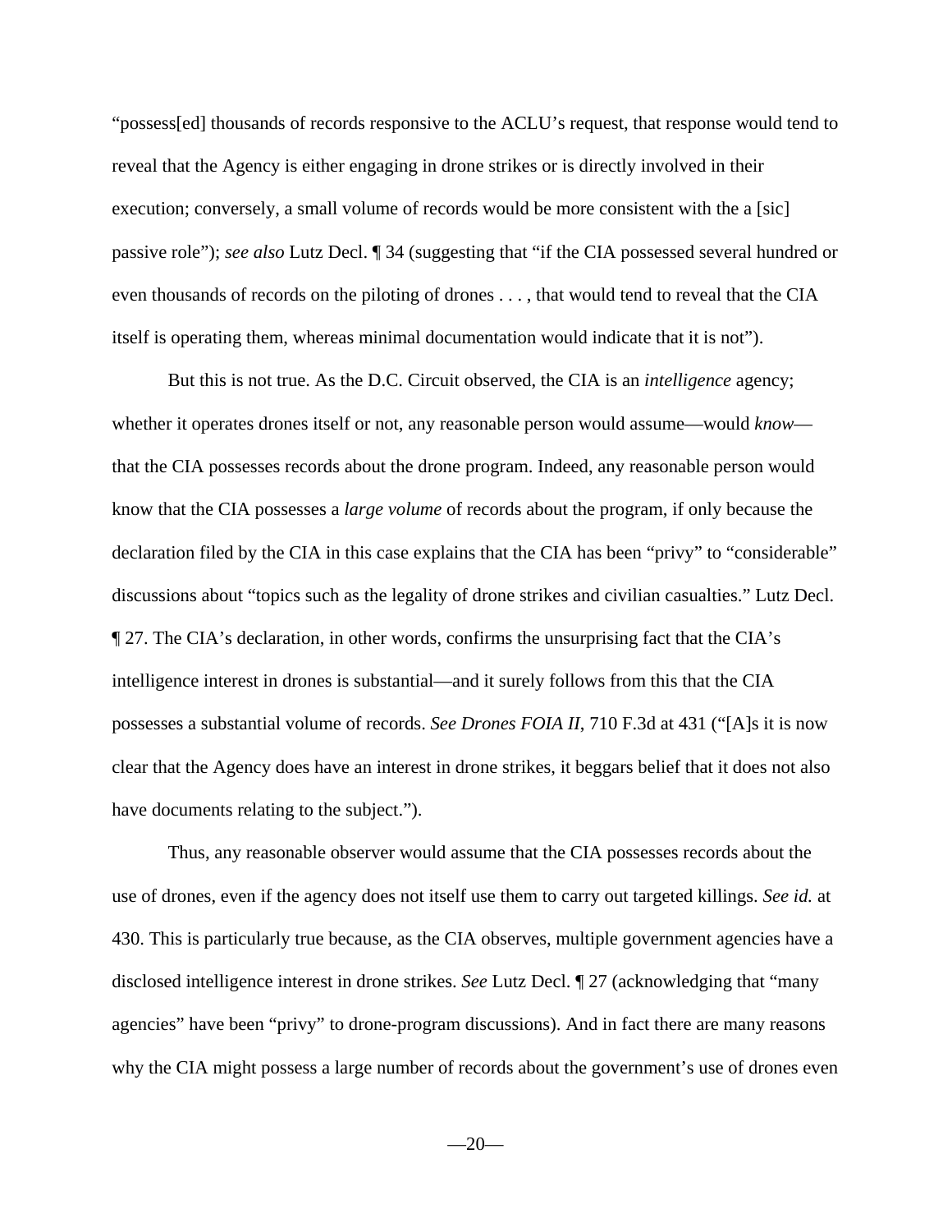"possess[ed] thousands of records responsive to the ACLU's request, that response would tend to reveal that the Agency is either engaging in drone strikes or is directly involved in their execution; conversely, a small volume of records would be more consistent with the a [sic] passive role"); *see also* Lutz Decl. ¶ 34 (suggesting that "if the CIA possessed several hundred or even thousands of records on the piloting of drones . . . , that would tend to reveal that the CIA itself is operating them, whereas minimal documentation would indicate that it is not").

But this is not true. As the D.C. Circuit observed, the CIA is an *intelligence* agency; whether it operates drones itself or not, any reasonable person would assume—would *know*—that the CIA possesses records about the drone program. Indeed, any reasonable person would know that the CIA possesses a *large volume* of records about the program, if only because the declaration filed by the CIA in this case explains that the CIA has been "privy" to "considerable" discussions about "topics such as the legality of drone strikes and civilian casualties." Lutz Decl. ¶ 27. The CIA's declaration, in other words, confirms the unsurprising fact that the CIA's intelligence interest in drones is substantial—and it surely follows from this that the CIA possesses a substantial volume of records. *See Drones FOIA II*, 710 F.3d at 431 ("[A]s it is now clear that the Agency does have an interest in drone strikes, it beggars belief that it does not also have documents relating to the subject.").

Thus, any reasonable observer would assume that the CIA possesses records about the use of drones, even if the agency does not itself use them to carry out targeted killings. *See id.* at 430. This is particularly true because, as the CIA observes, multiple government agencies have a disclosed intelligence interest in drone strikes. *See* Lutz Decl. ¶ 27 (acknowledging that "many agencies" have been "privy" to drone-program discussions). And in fact there are many reasons why the CIA might possess a large number of records about the government's use of drones even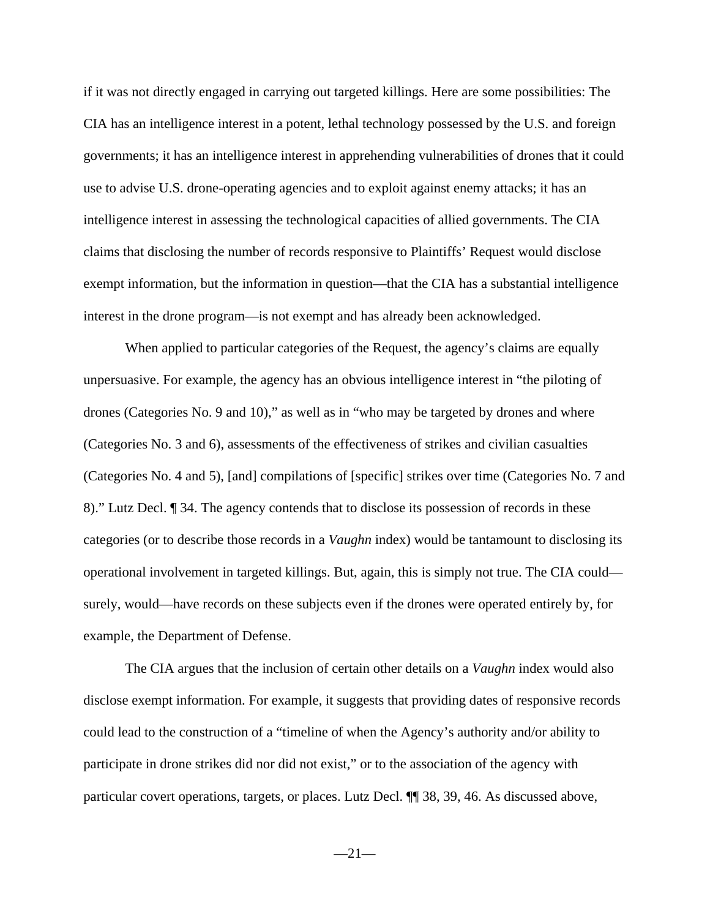if it was not directly engaged in carrying out targeted killings. Here are some possibilities: The CIA has an intelligence interest in a potent, lethal technology possessed by the U.S. and foreign governments; it has an intelligence interest in apprehending vulnerabilities of drones that it could use to advise U.S. drone-operating agencies and to exploit against enemy attacks; it has an intelligence interest in assessing the technological capacities of allied governments. The CIA claims that disclosing the number of records responsive to Plaintiffs' Request would disclose exempt information, but the information in question—that the CIA has a substantial intelligence interest in the drone program—is not exempt and has already been acknowledged.

When applied to particular categories of the Request, the agency's claims are equally unpersuasive. For example, the agency has an obvious intelligence interest in "the piloting of drones (Categories No. 9 and 10)," as well as in "who may be targeted by drones and where (Categories No. 3 and 6), assessments of the effectiveness of strikes and civilian casualties (Categories No. 4 and 5), [and] compilations of [specific] strikes over time (Categories No. 7 and 8)." Lutz Decl. ¶ 34. The agency contends that to disclose its possession of records in these categories (or to describe those records in a *Vaughn* index) would be tantamount to disclosing its operational involvement in targeted killings. But, again, this is simply not true. The CIA could—surely, would—have records on these subjects even if the drones were operated entirely by, for example, the Department of Defense.

The CIA argues that the inclusion of certain other details on a *Vaughn* index would also disclose exempt information. For example, it suggests that providing dates of responsive records could lead to the construction of a "timeline of when the Agency's authority and/or ability to participate in drone strikes did nor did not exist," or to the association of the agency with particular covert operations, targets, or places. Lutz Decl. ¶¶ 38, 39, 46. As discussed above,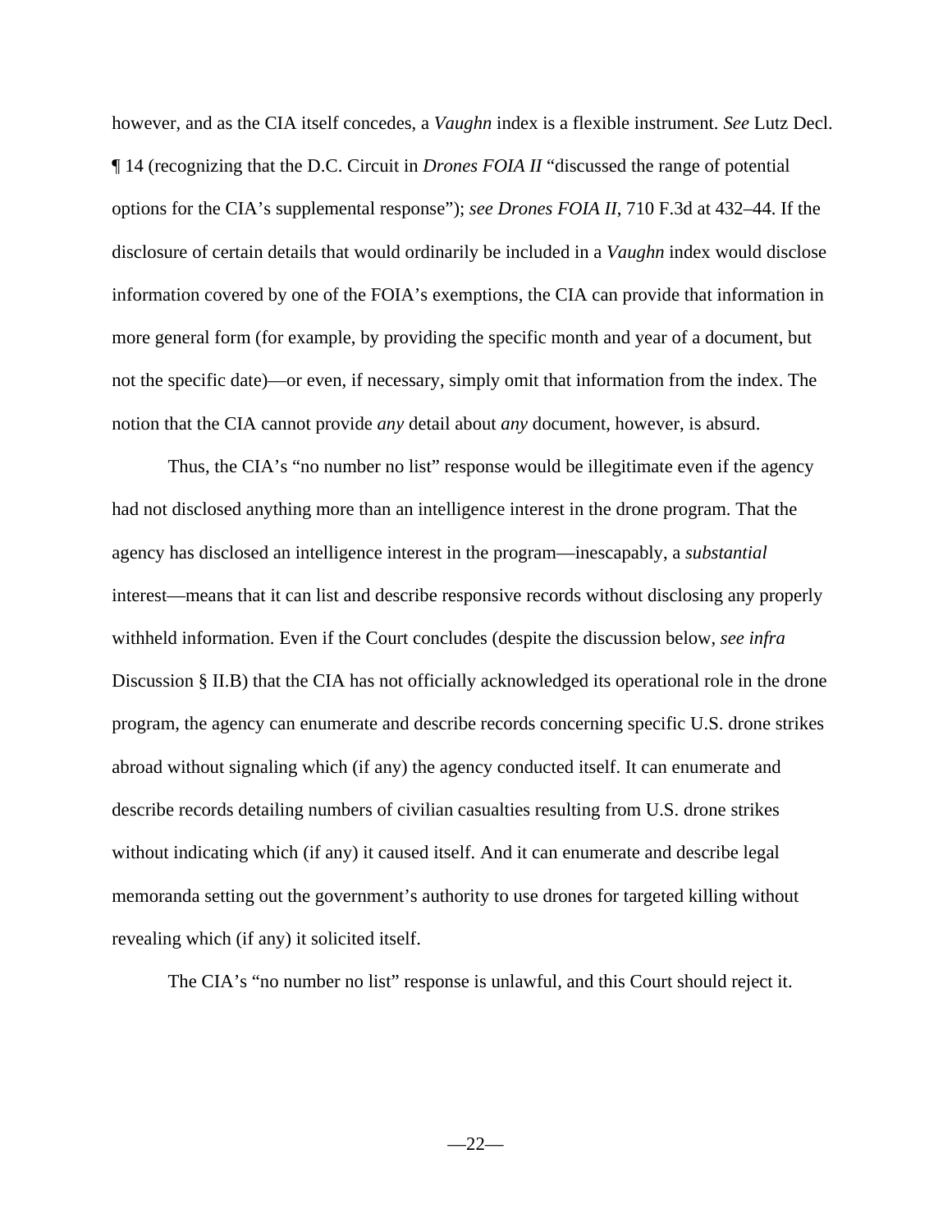however, and as the CIA itself concedes, a *Vaughn* index is a flexible instrument. *See* Lutz Decl. ¶ 14 (recognizing that the D.C. Circuit in *Drones FOIA II* "discussed the range of potential options for the CIA's supplemental response"); *see Drones FOIA II*, 710 F.3d at 432–44. If the disclosure of certain details that would ordinarily be included in a *Vaughn* index would disclose information covered by one of the FOIA's exemptions, the CIA can provide that information in more general form (for example, by providing the specific month and year of a document, but not the specific date)—or even, if necessary, simply omit that information from the index. The notion that the CIA cannot provide *any* detail about *any* document, however, is absurd.

Thus, the CIA's "no number no list" response would be illegitimate even if the agency had not disclosed anything more than an intelligence interest in the drone program. That the agency has disclosed an intelligence interest in the program—inescapably, a *substantial* interest—means that it can list and describe responsive records without disclosing any properly withheld information. Even if the Court concludes (despite the discussion below, *see infra* Discussion § II.B) that the CIA has not officially acknowledged its operational role in the drone program, the agency can enumerate and describe records concerning specific U.S. drone strikes abroad without signaling which (if any) the agency conducted itself. It can enumerate and describe records detailing numbers of civilian casualties resulting from U.S. drone strikes without indicating which (if any) it caused itself. And it can enumerate and describe legal memoranda setting out the government's authority to use drones for targeted killing without revealing which (if any) it solicited itself.

The CIA's "no number no list" response is unlawful, and this Court should reject it.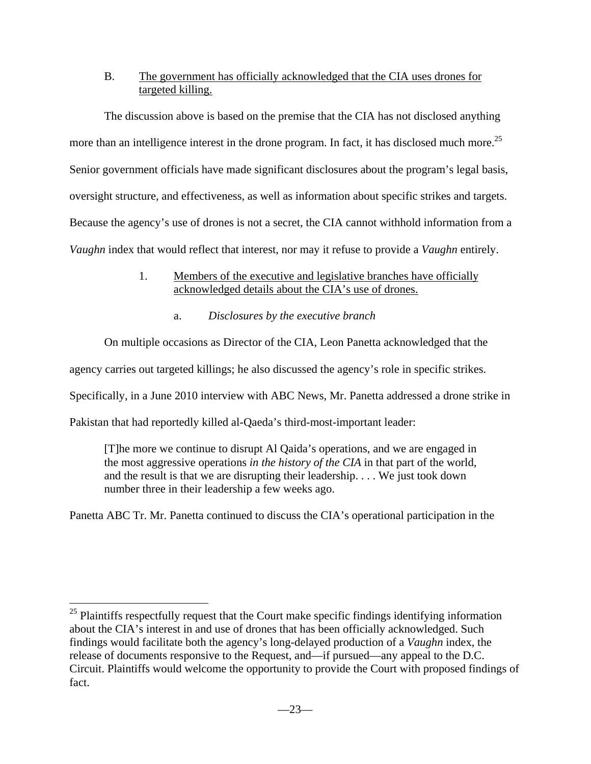### B. <u>The government has officially acknowledged that the CIA uses drones for targeted killing.</u>

The discussion above is based on the premise that the CIA has not disclosed anything more than an intelligence interest in the drone program. In fact, it has disclosed much more.[25] Senior government officials have made significant disclosures about the program's legal basis, oversight structure, and effectiveness, as well as information about specific strikes and targets. Because the agency's use of drones is not a secret, the CIA cannot withhold information from a *Vaughn* index that would reflect that interest, nor may it refuse to provide a *Vaughn* entirely.

#### 1. <u>Members of the executive and legislative branches have officially acknowledged details about the CIA's use of drones.</u>

##### a. *Disclosures by the executive branch*

On multiple occasions as Director of the CIA, Leon Panetta acknowledged that the agency carries out targeted killings; he also discussed the agency's role in specific strikes. Specifically, in a June 2010 interview with ABC News, Mr. Panetta addressed a drone strike in Pakistan that had reportedly killed al-Qaeda's third-most-important leader:

> [T]he more we continue to disrupt Al Qaida's operations, and we are engaged in the most aggressive operations *in the history of the CIA* in that part of the world, and the result is that we are disrupting their leadership. . . . We just took down number three in their leadership a few weeks ago.

Panetta ABC Tr. Mr. Panetta continued to discuss the CIA's operational participation in the

[25] Plaintiffs respectfully request that the Court make specific findings identifying information about the CIA's interest in and use of drones that has been officially acknowledged. Such findings would facilitate both the agency's long-delayed production of a *Vaughn* index, the release of documents responsive to the Request, and—if pursued—any appeal to the D.C. Circuit. Plaintiffs would welcome the opportunity to provide the Court with proposed findings of fact.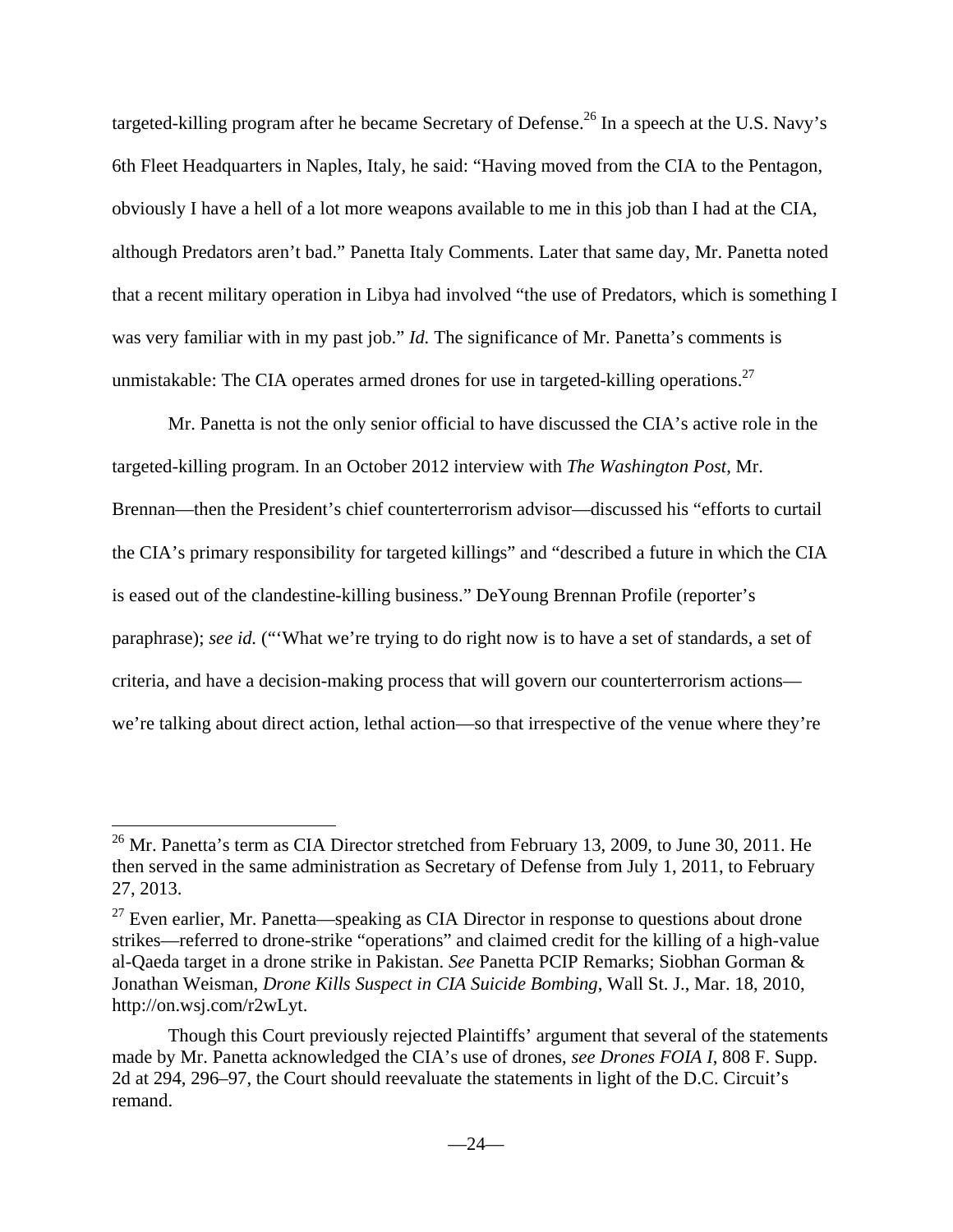targeted-killing program after he became Secretary of Defense.[26] In a speech at the U.S. Navy's 6th Fleet Headquarters in Naples, Italy, he said: "Having moved from the CIA to the Pentagon, obviously I have a hell of a lot more weapons available to me in this job than I had at the CIA, although Predators aren't bad." Panetta Italy Comments. Later that same day, Mr. Panetta noted that a recent military operation in Libya had involved "the use of Predators, which is something I was very familiar with in my past job." *Id.* The significance of Mr. Panetta's comments is unmistakable: The CIA operates armed drones for use in targeted-killing operations.[27]

Mr. Panetta is not the only senior official to have discussed the CIA's active role in the targeted-killing program. In an October 2012 interview with *The Washington Post*, Mr. Brennan—then the President's chief counterterrorism advisor—discussed his "efforts to curtail the CIA's primary responsibility for targeted killings" and "described a future in which the CIA is eased out of the clandestine-killing business." DeYoung Brennan Profile (reporter's paraphrase); *see id.* ("'What we're trying to do right now is to have a set of standards, a set of criteria, and have a decision-making process that will govern our counterterrorism actions—we're talking about direct action, lethal action—so that irrespective of the venue where they're

---

[26] Mr. Panetta's term as CIA Director stretched from February 13, 2009, to June 30, 2011. He then served in the same administration as Secretary of Defense from July 1, 2011, to February 27, 2013.

[27] Even earlier, Mr. Panetta—speaking as CIA Director in response to questions about drone strikes—referred to drone-strike "operations" and claimed credit for the killing of a high-value al-Qaeda target in a drone strike in Pakistan. *See* Panetta PCIP Remarks; Siobhan Gorman & Jonathan Weisman, *Drone Kills Suspect in CIA Suicide Bombing*, Wall St. J., Mar. 18, 2010, http://on.wsj.com/r2wLyt.

Though this Court previously rejected Plaintiffs' argument that several of the statements made by Mr. Panetta acknowledged the CIA's use of drones, *see Drones FOIA I*, 808 F. Supp. 2d at 294, 296–97, the Court should reevaluate the statements in light of the D.C. Circuit's remand.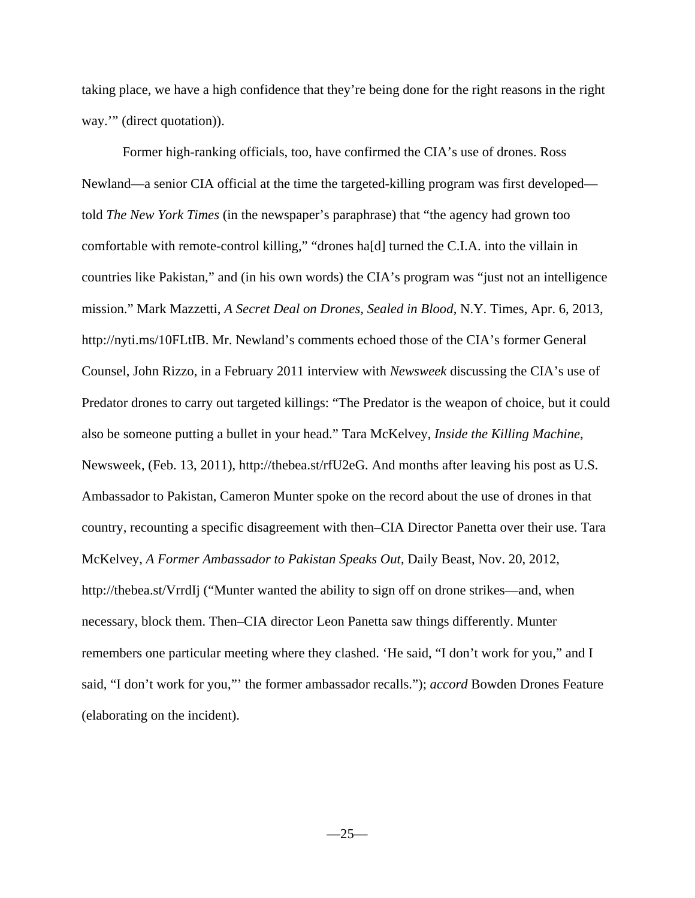taking place, we have a high confidence that they're being done for the right reasons in the right way.'" (direct quotation)).

Former high-ranking officials, too, have confirmed the CIA's use of drones. Ross Newland—a senior CIA official at the time the targeted-killing program was first developed—told *The New York Times* (in the newspaper's paraphrase) that "the agency had grown too comfortable with remote-control killing," "drones ha[d] turned the C.I.A. into the villain in countries like Pakistan," and (in his own words) the CIA's program was "just not an intelligence mission." Mark Mazzetti, *A Secret Deal on Drones, Sealed in Blood*, N.Y. Times, Apr. 6, 2013, http://nyti.ms/10FLtIB. Mr. Newland's comments echoed those of the CIA's former General Counsel, John Rizzo, in a February 2011 interview with *Newsweek* discussing the CIA's use of Predator drones to carry out targeted killings: "The Predator is the weapon of choice, but it could also be someone putting a bullet in your head." Tara McKelvey, *Inside the Killing Machine*, Newsweek, (Feb. 13, 2011), http://thebea.st/rfU2eG. And months after leaving his post as U.S. Ambassador to Pakistan, Cameron Munter spoke on the record about the use of drones in that country, recounting a specific disagreement with then–CIA Director Panetta over their use. Tara McKelvey, *A Former Ambassador to Pakistan Speaks Out*, Daily Beast, Nov. 20, 2012, http://thebea.st/VrrdIj ("Munter wanted the ability to sign off on drone strikes—and, when necessary, block them. Then–CIA director Leon Panetta saw things differently. Munter remembers one particular meeting where they clashed. 'He said, "I don't work for you," and I said, "I don't work for you,"' the former ambassador recalls."); *accord* Bowden Drones Feature (elaborating on the incident).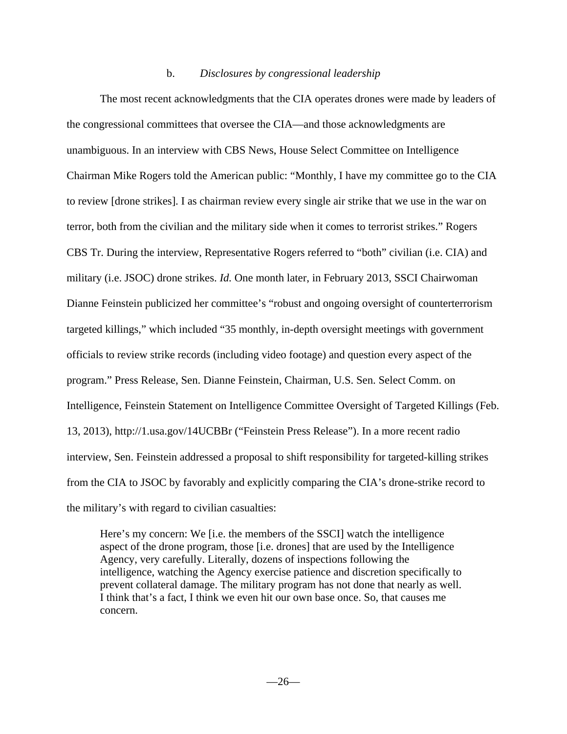### b. *Disclosures by congressional leadership*

The most recent acknowledgments that the CIA operates drones were made by leaders of the congressional committees that oversee the CIA—and those acknowledgments are unambiguous. In an interview with CBS News, House Select Committee on Intelligence Chairman Mike Rogers told the American public: "Monthly, I have my committee go to the CIA to review [drone strikes]. I as chairman review every single air strike that we use in the war on terror, both from the civilian and the military side when it comes to terrorist strikes." Rogers CBS Tr. During the interview, Representative Rogers referred to "both" civilian (i.e. CIA) and military (i.e. JSOC) drone strikes. *Id.* One month later, in February 2013, SSCI Chairwoman Dianne Feinstein publicized her committee's "robust and ongoing oversight of counterterrorism targeted killings," which included "35 monthly, in-depth oversight meetings with government officials to review strike records (including video footage) and question every aspect of the program." Press Release, Sen. Dianne Feinstein, Chairman, U.S. Sen. Select Comm. on Intelligence, Feinstein Statement on Intelligence Committee Oversight of Targeted Killings (Feb. 13, 2013), http://1.usa.gov/14UCBBr ("Feinstein Press Release"). In a more recent radio interview, Sen. Feinstein addressed a proposal to shift responsibility for targeted-killing strikes from the CIA to JSOC by favorably and explicitly comparing the CIA's drone-strike record to the military's with regard to civilian casualties:

> Here's my concern: We [i.e. the members of the SSCI] watch the intelligence aspect of the drone program, those [i.e. drones] that are used by the Intelligence Agency, very carefully. Literally, dozens of inspections following the intelligence, watching the Agency exercise patience and discretion specifically to prevent collateral damage. The military program has not done that nearly as well. I think that's a fact, I think we even hit our own base once. So, that causes me concern.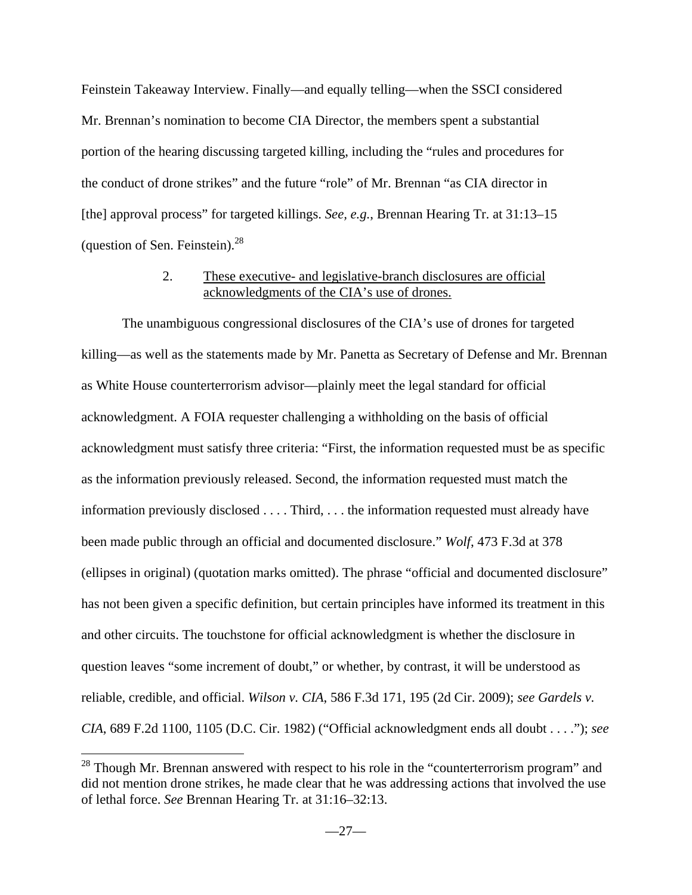Feinstein Takeaway Interview. Finally—and equally telling—when the SSCI considered Mr. Brennan's nomination to become CIA Director, the members spent a substantial portion of the hearing discussing targeted killing, including the "rules and procedures for the conduct of drone strikes" and the future "role" of Mr. Brennan "as CIA director in [the] approval process" for targeted killings. *See, e.g.*, Brennan Hearing Tr. at 31:13–15 (question of Sen. Feinstein).[28]

2. These executive- and legislative-branch disclosures are official acknowledgments of the CIA's use of drones.

The unambiguous congressional disclosures of the CIA's use of drones for targeted killing—as well as the statements made by Mr. Panetta as Secretary of Defense and Mr. Brennan as White House counterterrorism advisor—plainly meet the legal standard for official acknowledgment. A FOIA requester challenging a withholding on the basis of official acknowledgment must satisfy three criteria: "First, the information requested must be as specific as the information previously released. Second, the information requested must match the information previously disclosed . . . . Third, . . . the information requested must already have been made public through an official and documented disclosure." *Wolf*, 473 F.3d at 378 (ellipses in original) (quotation marks omitted). The phrase "official and documented disclosure" has not been given a specific definition, but certain principles have informed its treatment in this and other circuits. The touchstone for official acknowledgment is whether the disclosure in question leaves "some increment of doubt," or whether, by contrast, it will be understood as reliable, credible, and official. *Wilson v. CIA*, 586 F.3d 171, 195 (2d Cir. 2009); *see Gardels v. CIA*, 689 F.2d 1100, 1105 (D.C. Cir. 1982) ("Official acknowledgment ends all doubt . . . ."); *see*

[28] Though Mr. Brennan answered with respect to his role in the "counterterrorism program" and did not mention drone strikes, he made clear that he was addressing actions that involved the use of lethal force. *See* Brennan Hearing Tr. at 31:16–32:13.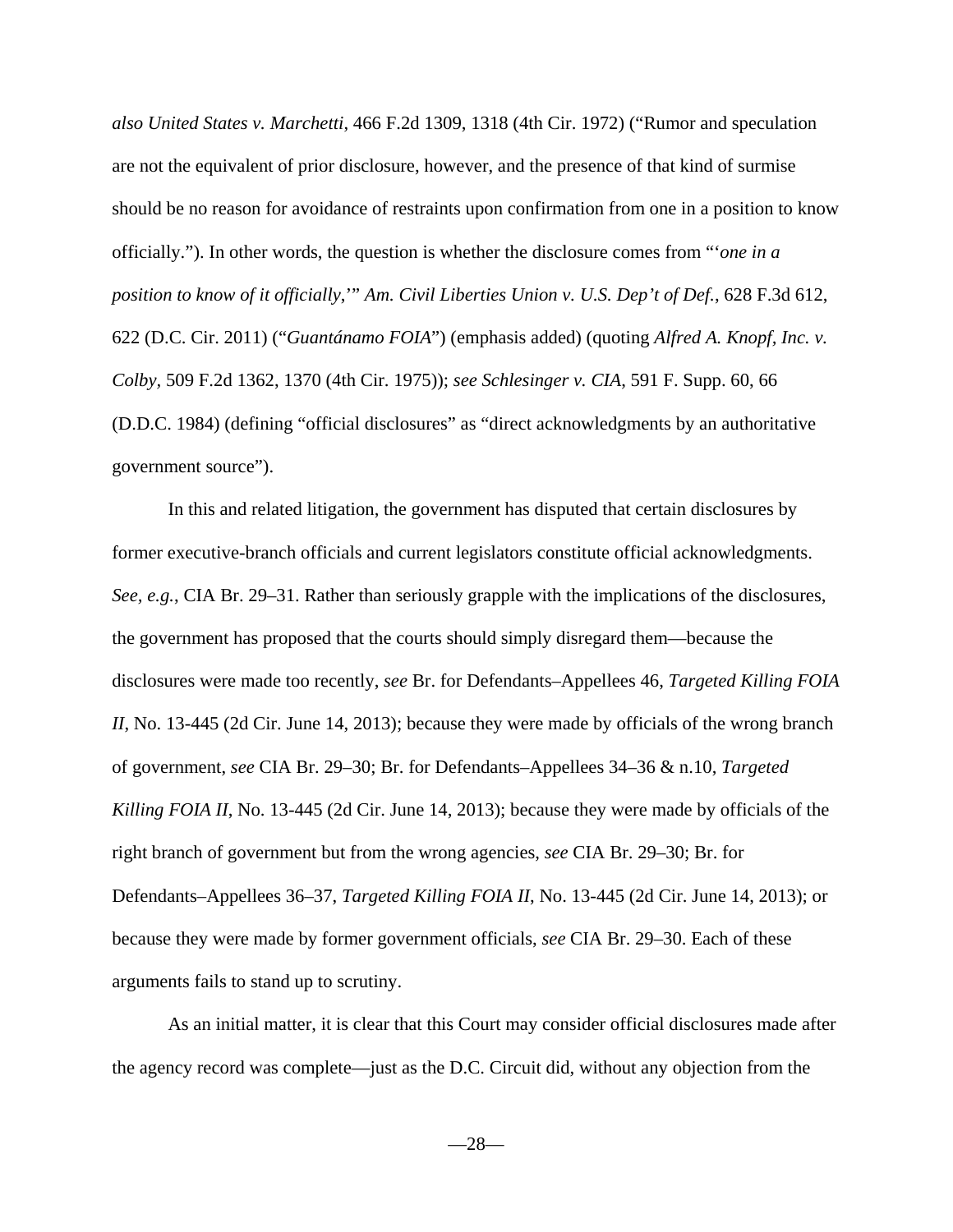*also United States v. Marchetti*, 466 F.2d 1309, 1318 (4th Cir. 1972) ("Rumor and speculation are not the equivalent of prior disclosure, however, and the presence of that kind of surmise should be no reason for avoidance of restraints upon confirmation from one in a position to know officially."). In other words, the question is whether the disclosure comes from "'*one in a position to know of it officially*,'" *Am. Civil Liberties Union v. U.S. Dep't of Def.*, 628 F.3d 612, 622 (D.C. Cir. 2011) ("*Guantánamo FOIA*") (emphasis added) (quoting *Alfred A. Knopf, Inc. v. Colby,* 509 F.2d 1362, 1370 (4th Cir. 1975)); *see Schlesinger v. CIA*, 591 F. Supp. 60, 66 (D.D.C. 1984) (defining "official disclosures" as "direct acknowledgments by an authoritative government source").

In this and related litigation, the government has disputed that certain disclosures by former executive-branch officials and current legislators constitute official acknowledgments. *See, e.g.*, CIA Br. 29–31. Rather than seriously grapple with the implications of the disclosures, the government has proposed that the courts should simply disregard them—because the disclosures were made too recently, *see* Br. for Defendants–Appellees 46, *Targeted Killing FOIA II*, No. 13-445 (2d Cir. June 14, 2013); because they were made by officials of the wrong branch of government, *see* CIA Br. 29–30; Br. for Defendants–Appellees 34–36 & n.10, *Targeted Killing FOIA II*, No. 13-445 (2d Cir. June 14, 2013); because they were made by officials of the right branch of government but from the wrong agencies, *see* CIA Br. 29–30; Br. for Defendants–Appellees 36–37, *Targeted Killing FOIA II*, No. 13-445 (2d Cir. June 14, 2013); or because they were made by former government officials, *see* CIA Br. 29–30. Each of these arguments fails to stand up to scrutiny.

As an initial matter, it is clear that this Court may consider official disclosures made after the agency record was complete—just as the D.C. Circuit did, without any objection from the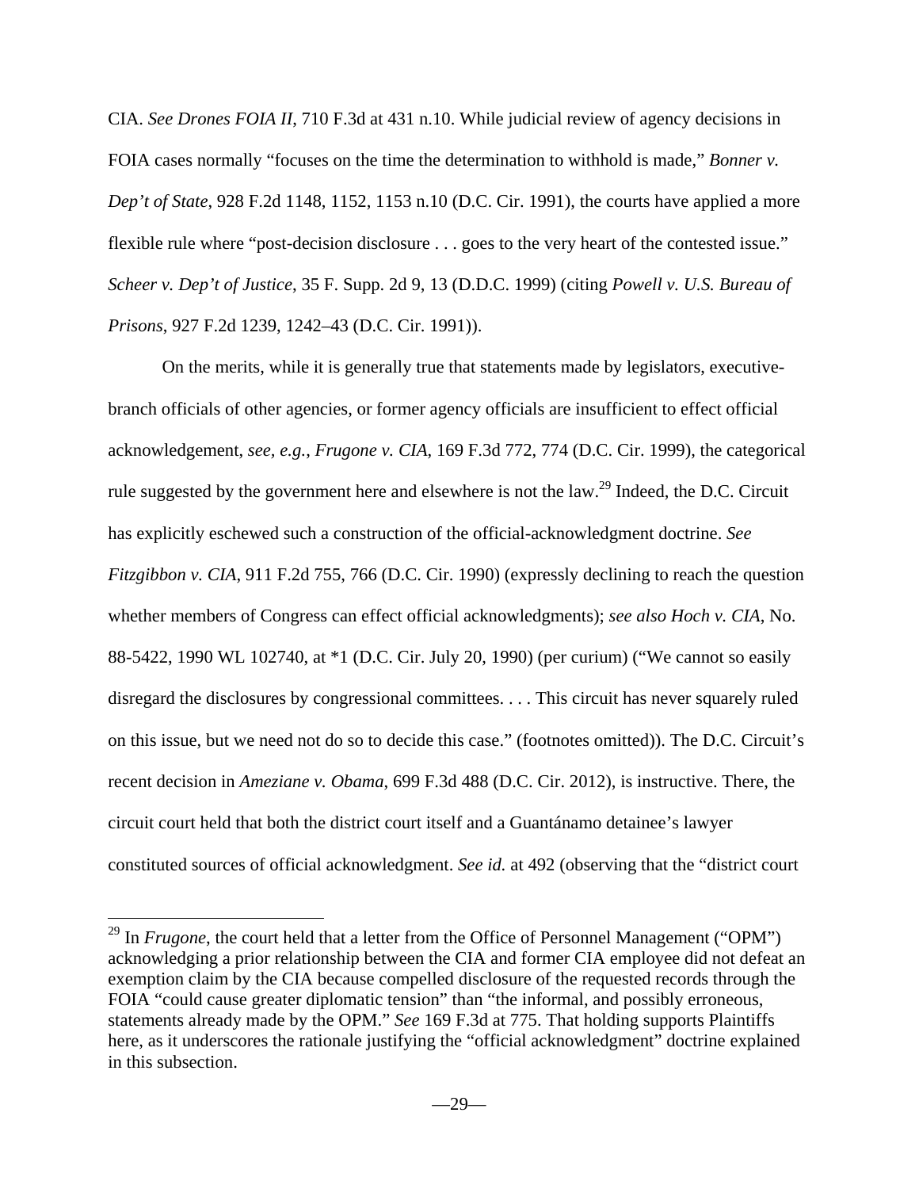CIA. *See Drones FOIA II*, 710 F.3d at 431 n.10. While judicial review of agency decisions in FOIA cases normally "focuses on the time the determination to withhold is made," *Bonner v. Dep't of State*, 928 F.2d 1148, 1152, 1153 n.10 (D.C. Cir. 1991), the courts have applied a more flexible rule where "post-decision disclosure . . . goes to the very heart of the contested issue." *Scheer v. Dep't of Justice*, 35 F. Supp. 2d 9, 13 (D.D.C. 1999) (citing *Powell v. U.S. Bureau of Prisons*, 927 F.2d 1239, 1242–43 (D.C. Cir. 1991)).

On the merits, while it is generally true that statements made by legislators, executive-branch officials of other agencies, or former agency officials are insufficient to effect official acknowledgement, *see, e.g.*, *Frugone v. CIA*, 169 F.3d 772, 774 (D.C. Cir. 1999), the categorical rule suggested by the government here and elsewhere is not the law.[29] Indeed, the D.C. Circuit has explicitly eschewed such a construction of the official-acknowledgment doctrine. *See Fitzgibbon v. CIA*, 911 F.2d 755, 766 (D.C. Cir. 1990) (expressly declining to reach the question whether members of Congress can effect official acknowledgments); *see also Hoch v. CIA*, No. 88-5422, 1990 WL 102740, at *1 (D.C. Cir. July 20, 1990) (per curium) ("We cannot so easily disregard the disclosures by congressional committees. . . . This circuit has never squarely ruled on this issue, but we need not do so to decide this case." (footnotes omitted)). The D.C. Circuit's recent decision in *Ameziane v. Obama*, 699 F.3d 488 (D.C. Cir. 2012), is instructive. There, the circuit court held that both the district court itself and a Guantánamo detainee's lawyer constituted sources of official acknowledgment. *See id.* at 492 (observing that the "district court

[29] In *Frugone*, the court held that a letter from the Office of Personnel Management ("OPM") acknowledging a prior relationship between the CIA and former CIA employee did not defeat an exemption claim by the CIA because compelled disclosure of the requested records through the FOIA "could cause greater diplomatic tension" than "the informal, and possibly erroneous, statements already made by the OPM." *See* 169 F.3d at 775. That holding supports Plaintiffs here, as it underscores the rationale justifying the "official acknowledgment" doctrine explained in this subsection.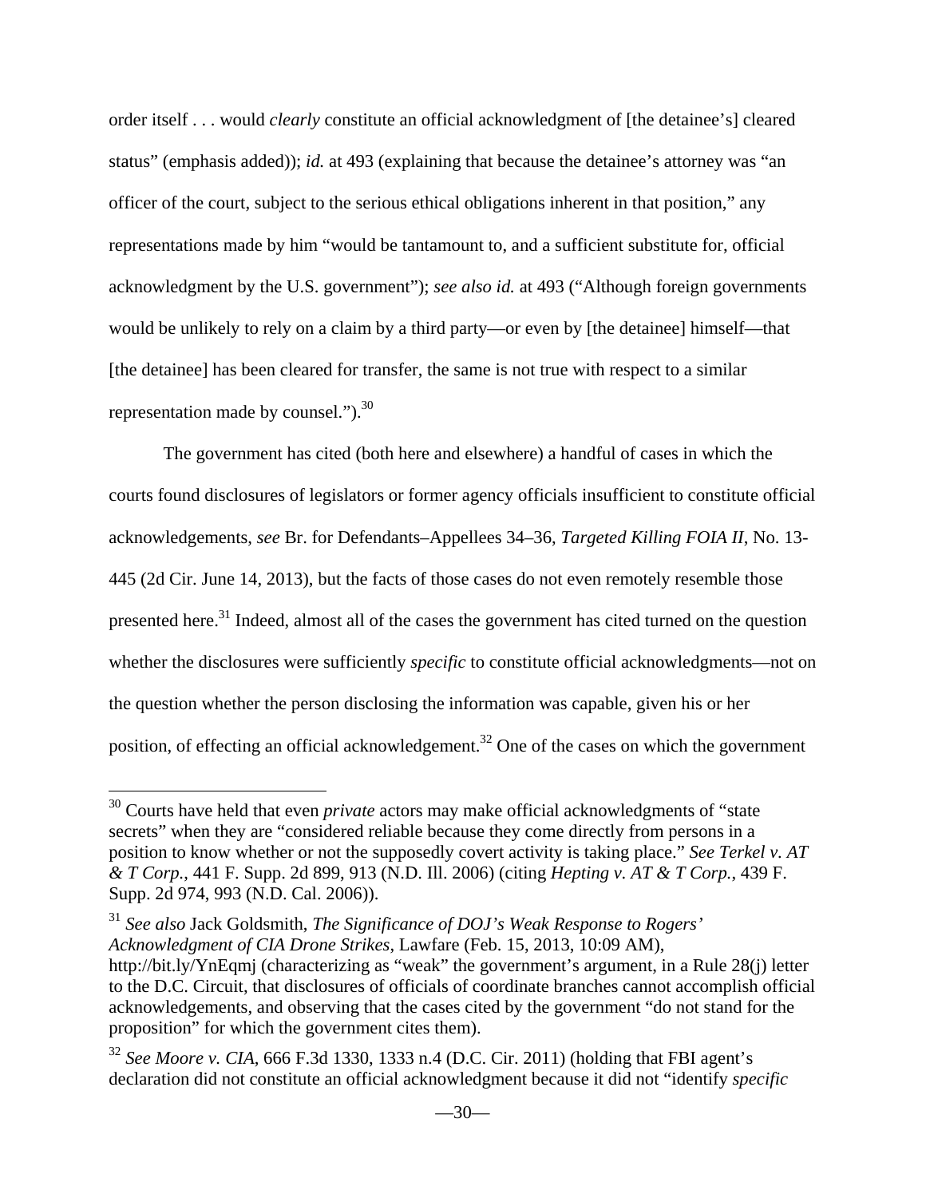order itself . . . would *clearly* constitute an official acknowledgment of [the detainee's] cleared status" (emphasis added)); *id.* at 493 (explaining that because the detainee's attorney was "an officer of the court, subject to the serious ethical obligations inherent in that position," any representations made by him "would be tantamount to, and a sufficient substitute for, official acknowledgment by the U.S. government"); *see also id.* at 493 ("Although foreign governments would be unlikely to rely on a claim by a third party—or even by [the detainee] himself—that [the detainee] has been cleared for transfer, the same is not true with respect to a similar representation made by counsel.").[30]

The government has cited (both here and elsewhere) a handful of cases in which the courts found disclosures of legislators or former agency officials insufficient to constitute official acknowledgements, *see* Br. for Defendants–Appellees 34–36, *Targeted Killing FOIA II*, No. 13-445 (2d Cir. June 14, 2013), but the facts of those cases do not even remotely resemble those presented here.[31] Indeed, almost all of the cases the government has cited turned on the question whether the disclosures were sufficiently *specific* to constitute official acknowledgments—not on the question whether the person disclosing the information was capable, given his or her position, of effecting an official acknowledgement.[32] One of the cases on which the government

---

[30] Courts have held that even *private* actors may make official acknowledgments of "state secrets" when they are "considered reliable because they come directly from persons in a position to know whether or not the supposedly covert activity is taking place." *See Terkel v. AT & T Corp.*, 441 F. Supp. 2d 899, 913 (N.D. Ill. 2006) (citing *Hepting v. AT & T Corp.*, 439 F. Supp. 2d 974, 993 (N.D. Cal. 2006)).

[31] *See also* Jack Goldsmith, *The Significance of DOJ's Weak Response to Rogers' Acknowledgment of CIA Drone Strikes*, Lawfare (Feb. 15, 2013, 10:09 AM), http://bit.ly/YnEqmj (characterizing as "weak" the government's argument, in a Rule 28(j) letter to the D.C. Circuit, that disclosures of officials of coordinate branches cannot accomplish official acknowledgements, and observing that the cases cited by the government "do not stand for the proposition" for which the government cites them).

[32] *See Moore v. CIA*, 666 F.3d 1330, 1333 n.4 (D.C. Cir. 2011) (holding that FBI agent's declaration did not constitute an official acknowledgment because it did not "identify *specific*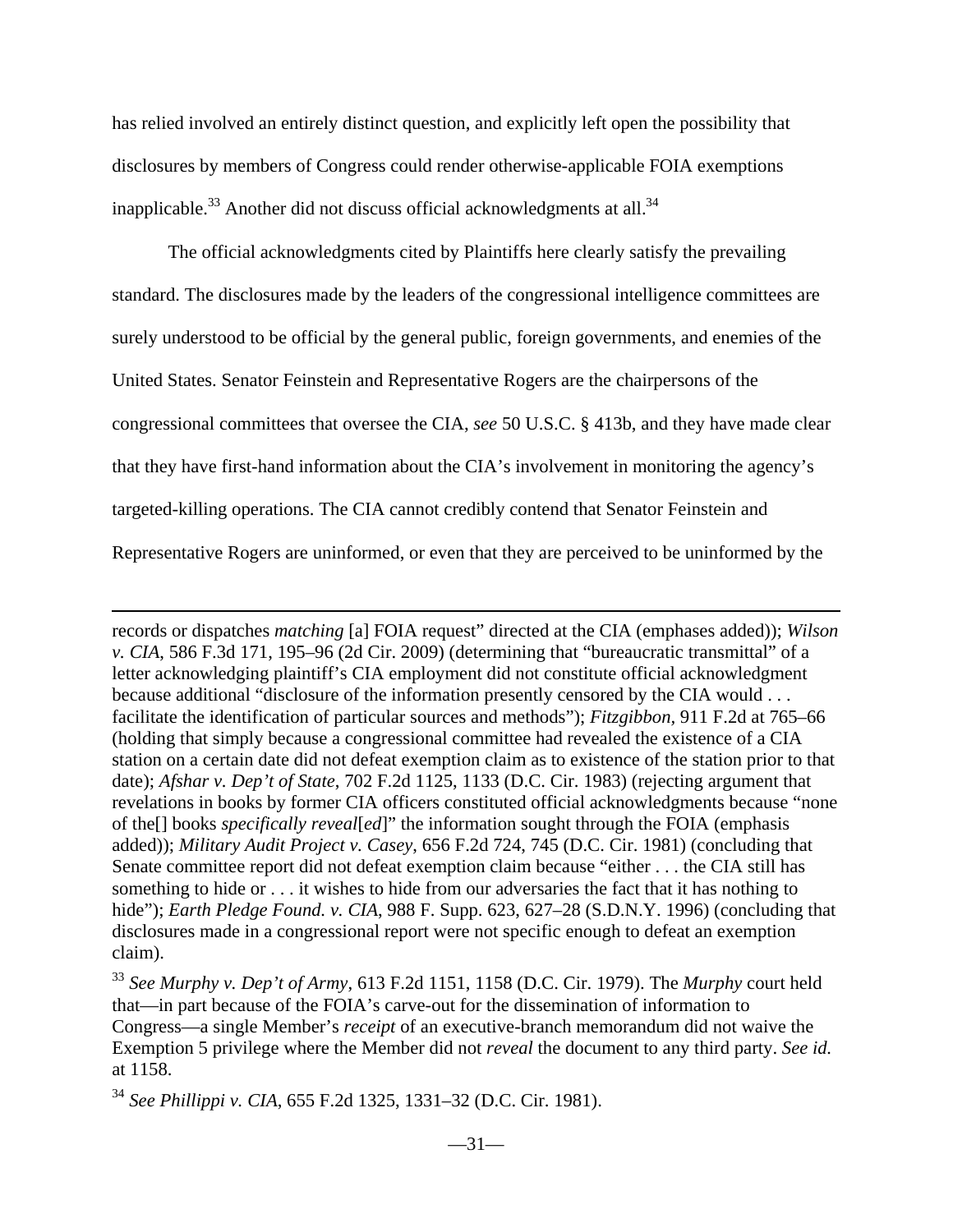has relied involved an entirely distinct question, and explicitly left open the possibility that disclosures by members of Congress could render otherwise-applicable FOIA exemptions inapplicable.[33] Another did not discuss official acknowledgments at all.[34]

The official acknowledgments cited by Plaintiffs here clearly satisfy the prevailing standard. The disclosures made by the leaders of the congressional intelligence committees are surely understood to be official by the general public, foreign governments, and enemies of the United States. Senator Feinstein and Representative Rogers are the chairpersons of the congressional committees that oversee the CIA, *see* 50 U.S.C. § 413b, and they have made clear that they have first-hand information about the CIA's involvement in monitoring the agency's targeted-killing operations. The CIA cannot credibly contend that Senator Feinstein and Representative Rogers are uninformed, or even that they are perceived to be uninformed by the

---

records or dispatches *matching* [a] FOIA request" directed at the CIA (emphases added)); *Wilson v. CIA*, 586 F.3d 171, 195–96 (2d Cir. 2009) (determining that "bureaucratic transmittal" of a letter acknowledging plaintiff's CIA employment did not constitute official acknowledgment because additional "disclosure of the information presently censored by the CIA would . . . facilitate the identification of particular sources and methods"); *Fitzgibbon*, 911 F.2d at 765–66 (holding that simply because a congressional committee had revealed the existence of a CIA station on a certain date did not defeat exemption claim as to existence of the station prior to that date); *Afshar v. Dep't of State*, 702 F.2d 1125, 1133 (D.C. Cir. 1983) (rejecting argument that revelations in books by former CIA officers constituted official acknowledgments because "none of the[] books *specifically reveal*[*ed*]" the information sought through the FOIA (emphasis added)); *Military Audit Project v. Casey*, 656 F.2d 724, 745 (D.C. Cir. 1981) (concluding that Senate committee report did not defeat exemption claim because "either . . . the CIA still has something to hide or . . . it wishes to hide from our adversaries the fact that it has nothing to hide"); *Earth Pledge Found. v. CIA*, 988 F. Supp. 623, 627–28 (S.D.N.Y. 1996) (concluding that disclosures made in a congressional report were not specific enough to defeat an exemption claim).

[33] *See Murphy v. Dep't of Army*, 613 F.2d 1151, 1158 (D.C. Cir. 1979). The *Murphy* court held that—in part because of the FOIA's carve-out for the dissemination of information to Congress—a single Member's *receipt* of an executive-branch memorandum did not waive the Exemption 5 privilege where the Member did not *reveal* the document to any third party. *See id.* at 1158.

[34] *See Phillippi v. CIA*, 655 F.2d 1325, 1331–32 (D.C. Cir. 1981).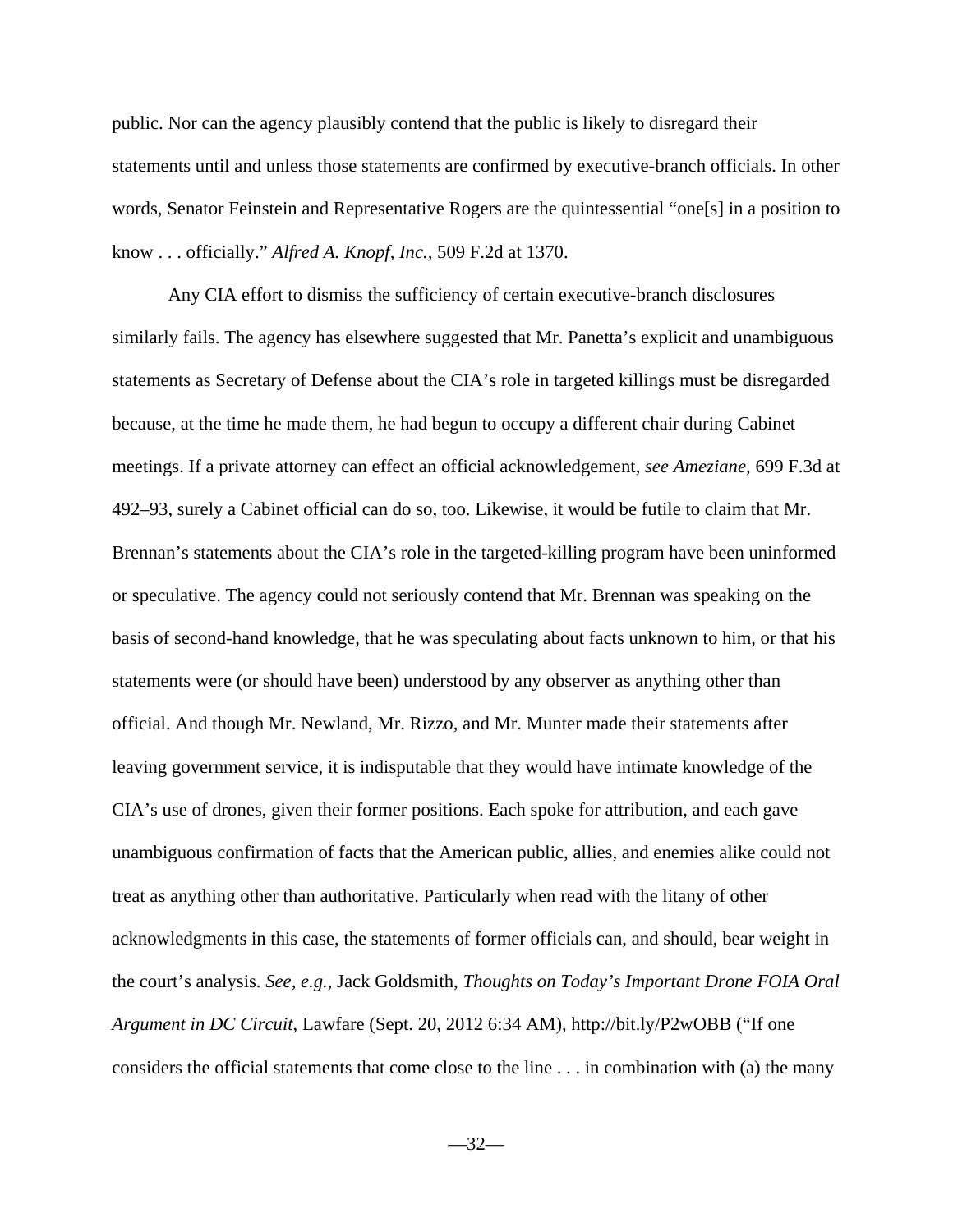public. Nor can the agency plausibly contend that the public is likely to disregard their statements until and unless those statements are confirmed by executive-branch officials. In other words, Senator Feinstein and Representative Rogers are the quintessential "one[s] in a position to know . . . officially." *Alfred A. Knopf, Inc.*, 509 F.2d at 1370.

Any CIA effort to dismiss the sufficiency of certain executive-branch disclosures similarly fails. The agency has elsewhere suggested that Mr. Panetta's explicit and unambiguous statements as Secretary of Defense about the CIA's role in targeted killings must be disregarded because, at the time he made them, he had begun to occupy a different chair during Cabinet meetings. If a private attorney can effect an official acknowledgement, *see Ameziane*, 699 F.3d at 492–93, surely a Cabinet official can do so, too. Likewise, it would be futile to claim that Mr. Brennan's statements about the CIA's role in the targeted-killing program have been uninformed or speculative. The agency could not seriously contend that Mr. Brennan was speaking on the basis of second-hand knowledge, that he was speculating about facts unknown to him, or that his statements were (or should have been) understood by any observer as anything other than official. And though Mr. Newland, Mr. Rizzo, and Mr. Munter made their statements after leaving government service, it is indisputable that they would have intimate knowledge of the CIA's use of drones, given their former positions. Each spoke for attribution, and each gave unambiguous confirmation of facts that the American public, allies, and enemies alike could not treat as anything other than authoritative. Particularly when read with the litany of other acknowledgments in this case, the statements of former officials can, and should, bear weight in the court's analysis. *See, e.g.*, Jack Goldsmith, *Thoughts on Today's Important Drone FOIA Oral Argument in DC Circuit*, Lawfare (Sept. 20, 2012 6:34 AM), http://bit.ly/P2wOBB ("If one considers the official statements that come close to the line . . . in combination with (a) the many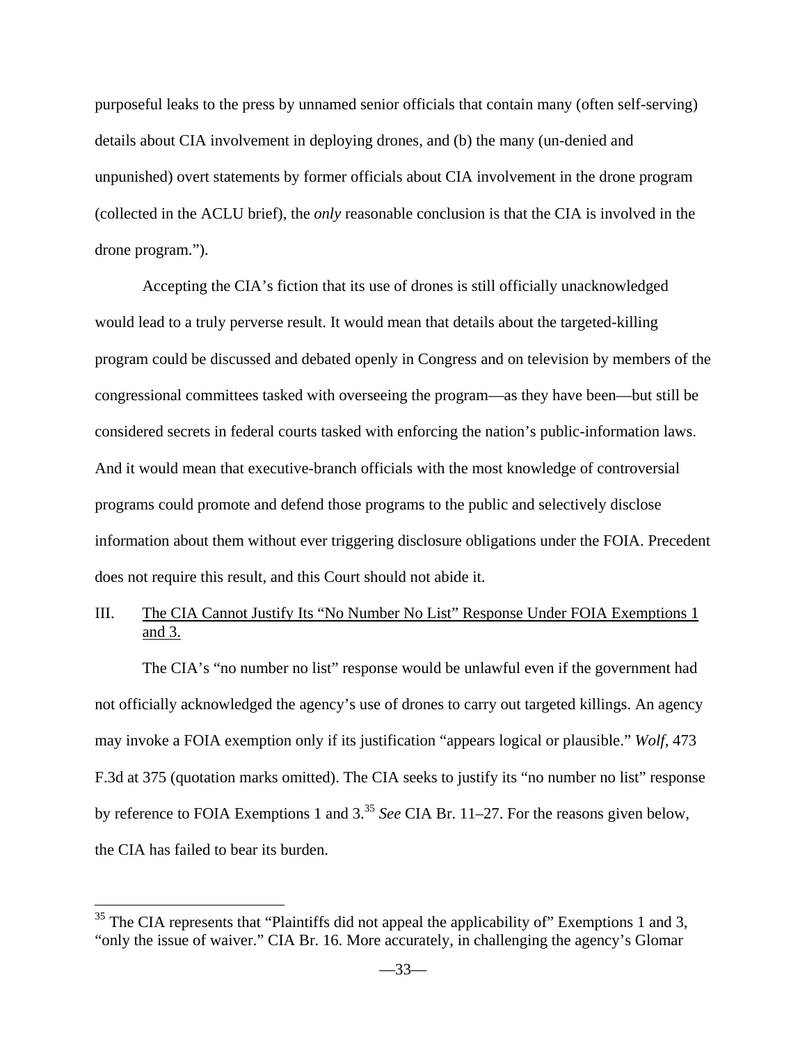purposeful leaks to the press by unnamed senior officials that contain many (often self-serving) details about CIA involvement in deploying drones, and (b) the many (un-denied and unpunished) overt statements by former officials about CIA involvement in the drone program (collected in the ACLU brief), the *only* reasonable conclusion is that the CIA is involved in the drone program.").

Accepting the CIA's fiction that its use of drones is still officially unacknowledged would lead to a truly perverse result. It would mean that details about the targeted-killing program could be discussed and debated openly in Congress and on television by members of the congressional committees tasked with overseeing the program—as they have been—but still be considered secrets in federal courts tasked with enforcing the nation's public-information laws. And it would mean that executive-branch officials with the most knowledge of controversial programs could promote and defend those programs to the public and selectively disclose information about them without ever triggering disclosure obligations under the FOIA. Precedent does not require this result, and this Court should not abide it.

## III. The CIA Cannot Justify Its "No Number No List" Response Under FOIA Exemptions 1 and 3.

The CIA's "no number no list" response would be unlawful even if the government had not officially acknowledged the agency's use of drones to carry out targeted killings. An agency may invoke a FOIA exemption only if its justification "appears logical or plausible." *Wolf*, 473 F.3d at 375 (quotation marks omitted). The CIA seeks to justify its "no number no list" response by reference to FOIA Exemptions 1 and 3.[35] *See* CIA Br. 11–27. For the reasons given below, the CIA has failed to bear its burden.

---

[35] The CIA represents that "Plaintiffs did not appeal the applicability of" Exemptions 1 and 3, "only the issue of waiver." CIA Br. 16. More accurately, in challenging the agency's Glomar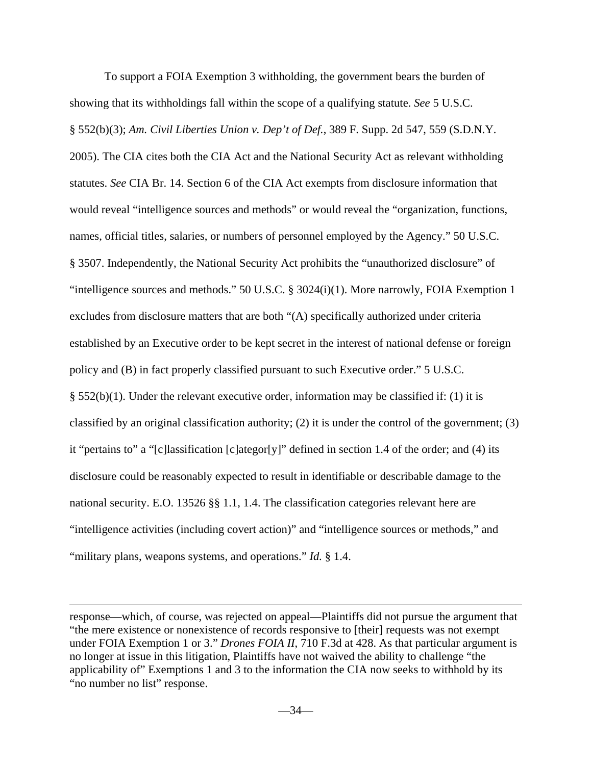To support a FOIA Exemption 3 withholding, the government bears the burden of showing that its withholdings fall within the scope of a qualifying statute. *See* 5 U.S.C. § 552(b)(3); *Am. Civil Liberties Union v. Dep't of Def.*, 389 F. Supp. 2d 547, 559 (S.D.N.Y. 2005). The CIA cites both the CIA Act and the National Security Act as relevant withholding statutes. *See* CIA Br. 14. Section 6 of the CIA Act exempts from disclosure information that would reveal "intelligence sources and methods" or would reveal the "organization, functions, names, official titles, salaries, or numbers of personnel employed by the Agency." 50 U.S.C. § 3507. Independently, the National Security Act prohibits the "unauthorized disclosure" of "intelligence sources and methods." 50 U.S.C. § 3024(i)(1). More narrowly, FOIA Exemption 1 excludes from disclosure matters that are both "(A) specifically authorized under criteria established by an Executive order to be kept secret in the interest of national defense or foreign policy and (B) in fact properly classified pursuant to such Executive order." 5 U.S.C. § 552(b)(1). Under the relevant executive order, information may be classified if: (1) it is classified by an original classification authority; (2) it is under the control of the government; (3) it "pertains to" a "[c]lassification [c]ategor[y]" defined in section 1.4 of the order; and (4) its disclosure could be reasonably expected to result in identifiable or describable damage to the national security. E.O. 13526 §§ 1.1, 1.4. The classification categories relevant here are "intelligence activities (including covert action)" and "intelligence sources or methods," and "military plans, weapons systems, and operations." *Id.* § 1.4.

---

response—which, of course, was rejected on appeal—Plaintiffs did not pursue the argument that "the mere existence or nonexistence of records responsive to [their] requests was not exempt under FOIA Exemption 1 or 3." *Drones FOIA II*, 710 F.3d at 428. As that particular argument is no longer at issue in this litigation, Plaintiffs have not waived the ability to challenge "the applicability of" Exemptions 1 and 3 to the information the CIA now seeks to withhold by its "no number no list" response.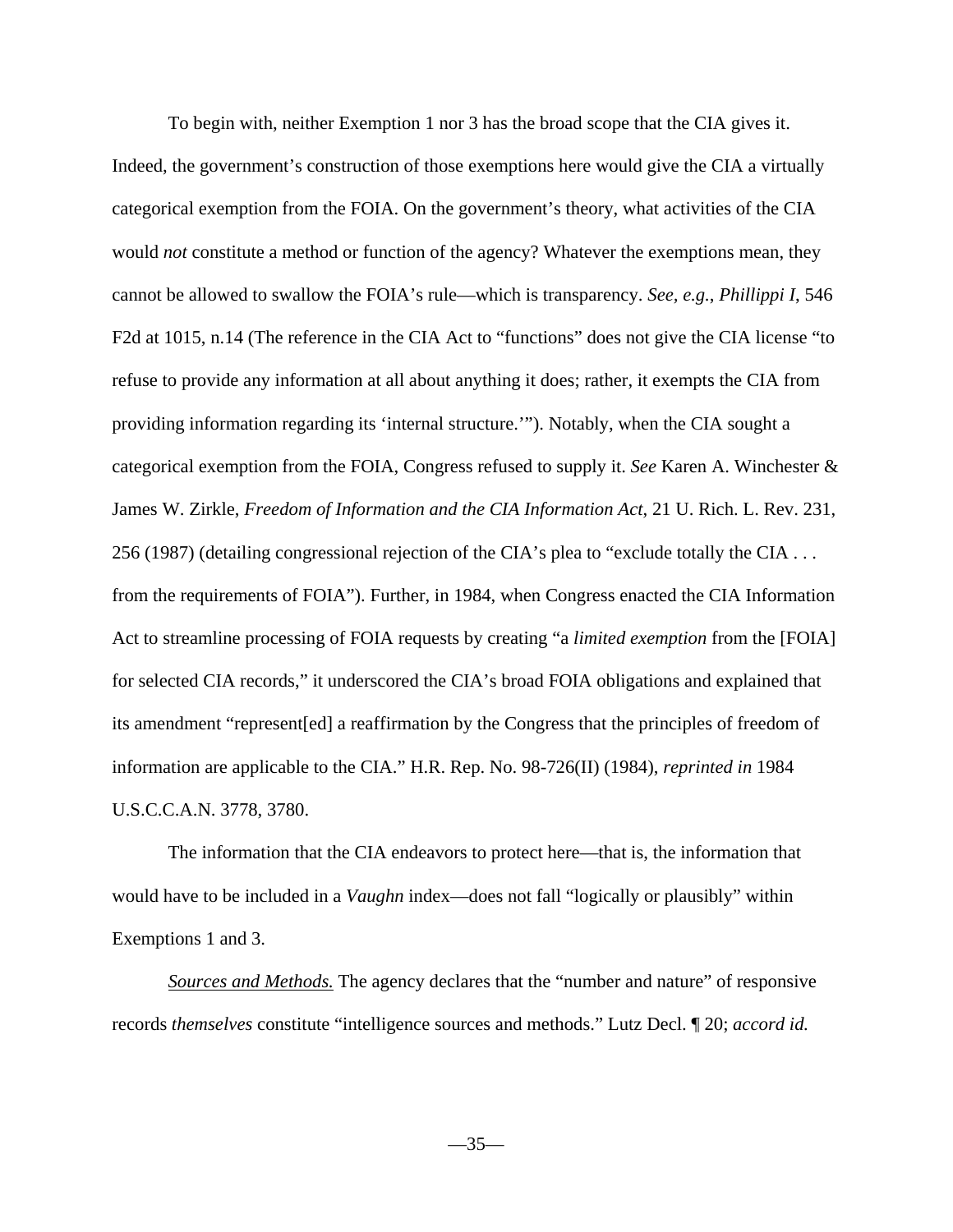To begin with, neither Exemption 1 nor 3 has the broad scope that the CIA gives it. Indeed, the government's construction of those exemptions here would give the CIA a virtually categorical exemption from the FOIA. On the government's theory, what activities of the CIA would *not* constitute a method or function of the agency? Whatever the exemptions mean, they cannot be allowed to swallow the FOIA's rule—which is transparency. *See, e.g.*, *Phillippi I*, 546 F2d at 1015, n.14 (The reference in the CIA Act to "functions" does not give the CIA license "to refuse to provide any information at all about anything it does; rather, it exempts the CIA from providing information regarding its 'internal structure.'"). Notably, when the CIA sought a categorical exemption from the FOIA, Congress refused to supply it. *See* Karen A. Winchester & James W. Zirkle, *Freedom of Information and the CIA Information Act*, 21 U. Rich. L. Rev. 231, 256 (1987) (detailing congressional rejection of the CIA's plea to "exclude totally the CIA . . . from the requirements of FOIA"). Further, in 1984, when Congress enacted the CIA Information Act to streamline processing of FOIA requests by creating "a *limited exemption* from the [FOIA] for selected CIA records," it underscored the CIA's broad FOIA obligations and explained that its amendment "represent[ed] a reaffirmation by the Congress that the principles of freedom of information are applicable to the CIA." H.R. Rep. No. 98-726(II) (1984), *reprinted in* 1984 U.S.C.C.A.N. 3778, 3780.

The information that the CIA endeavors to protect here—that is, the information that would have to be included in a *Vaughn* index—does not fall "logically or plausibly" within Exemptions 1 and 3.

_Sources and Methods._ The agency declares that the "number and nature" of responsive records *themselves* constitute "intelligence sources and methods." Lutz Decl. ¶ 20; *accord id.*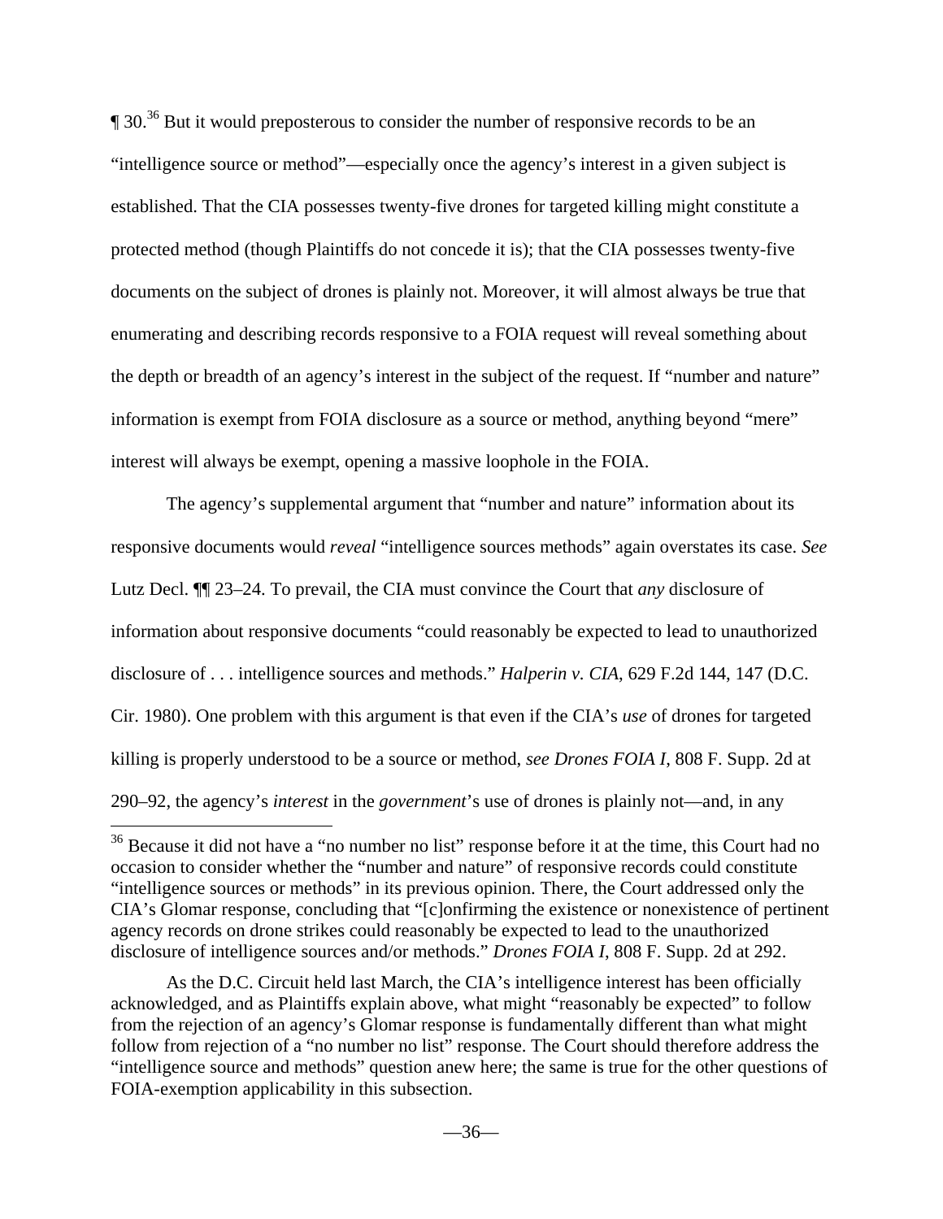¶ 30.[36] But it would preposterous to consider the number of responsive records to be an "intelligence source or method"—especially once the agency's interest in a given subject is established. That the CIA possesses twenty-five drones for targeted killing might constitute a protected method (though Plaintiffs do not concede it is); that the CIA possesses twenty-five documents on the subject of drones is plainly not. Moreover, it will almost always be true that enumerating and describing records responsive to a FOIA request will reveal something about the depth or breadth of an agency's interest in the subject of the request. If "number and nature" information is exempt from FOIA disclosure as a source or method, anything beyond "mere" interest will always be exempt, opening a massive loophole in the FOIA.

The agency's supplemental argument that "number and nature" information about its responsive documents would *reveal* "intelligence sources methods" again overstates its case. *See* Lutz Decl. ¶¶ 23–24. To prevail, the CIA must convince the Court that *any* disclosure of information about responsive documents "could reasonably be expected to lead to unauthorized disclosure of . . . intelligence sources and methods." *Halperin v. CIA*, 629 F.2d 144, 147 (D.C. Cir. 1980). One problem with this argument is that even if the CIA's *use* of drones for targeted killing is properly understood to be a source or method, *see Drones FOIA I*, 808 F. Supp. 2d at 290–92, the agency's *interest* in the *government*'s use of drones is plainly not—and, in any

---

[36] Because it did not have a "no number no list" response before it at the time, this Court had no occasion to consider whether the "number and nature" of responsive records could constitute "intelligence sources or methods" in its previous opinion. There, the Court addressed only the CIA's Glomar response, concluding that "[c]onfirming the existence or nonexistence of pertinent agency records on drone strikes could reasonably be expected to lead to the unauthorized disclosure of intelligence sources and/or methods." *Drones FOIA I*, 808 F. Supp. 2d at 292.

As the D.C. Circuit held last March, the CIA's intelligence interest has been officially acknowledged, and as Plaintiffs explain above, what might "reasonably be expected" to follow from the rejection of an agency's Glomar response is fundamentally different than what might follow from rejection of a "no number no list" response. The Court should therefore address the "intelligence source and methods" question anew here; the same is true for the other questions of FOIA-exemption applicability in this subsection.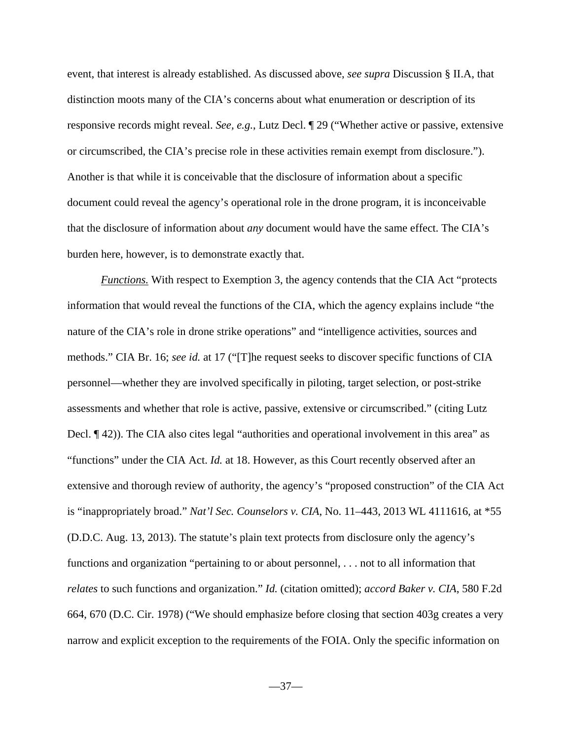event, that interest is already established. As discussed above, *see supra* Discussion § II.A, that distinction moots many of the CIA's concerns about what enumeration or description of its responsive records might reveal. *See, e.g.*, Lutz Decl. ¶ 29 ("Whether active or passive, extensive or circumscribed, the CIA's precise role in these activities remain exempt from disclosure."). Another is that while it is conceivable that the disclosure of information about a specific document could reveal the agency's operational role in the drone program, it is inconceivable that the disclosure of information about *any* document would have the same effect. The CIA's burden here, however, is to demonstrate exactly that.

*Functions.* With respect to Exemption 3, the agency contends that the CIA Act "protects information that would reveal the functions of the CIA, which the agency explains include "the nature of the CIA's role in drone strike operations" and "intelligence activities, sources and methods." CIA Br. 16; *see id.* at 17 ("[T]he request seeks to discover specific functions of CIA personnel—whether they are involved specifically in piloting, target selection, or post-strike assessments and whether that role is active, passive, extensive or circumscribed." (citing Lutz Decl. ¶ 42)). The CIA also cites legal "authorities and operational involvement in this area" as "functions" under the CIA Act. *Id.* at 18. However, as this Court recently observed after an extensive and thorough review of authority, the agency's "proposed construction" of the CIA Act is "inappropriately broad." *Nat'l Sec. Counselors v. CIA*, No. 11–443, 2013 WL 4111616, at *55 (D.D.C. Aug. 13, 2013). The statute's plain text protects from disclosure only the agency's functions and organization "pertaining to or about personnel, . . . not to all information that *relates* to such functions and organization." *Id.* (citation omitted); *accord Baker v. CIA*, 580 F.2d 664, 670 (D.C. Cir. 1978) ("We should emphasize before closing that section 403g creates a very narrow and explicit exception to the requirements of the FOIA. Only the specific information on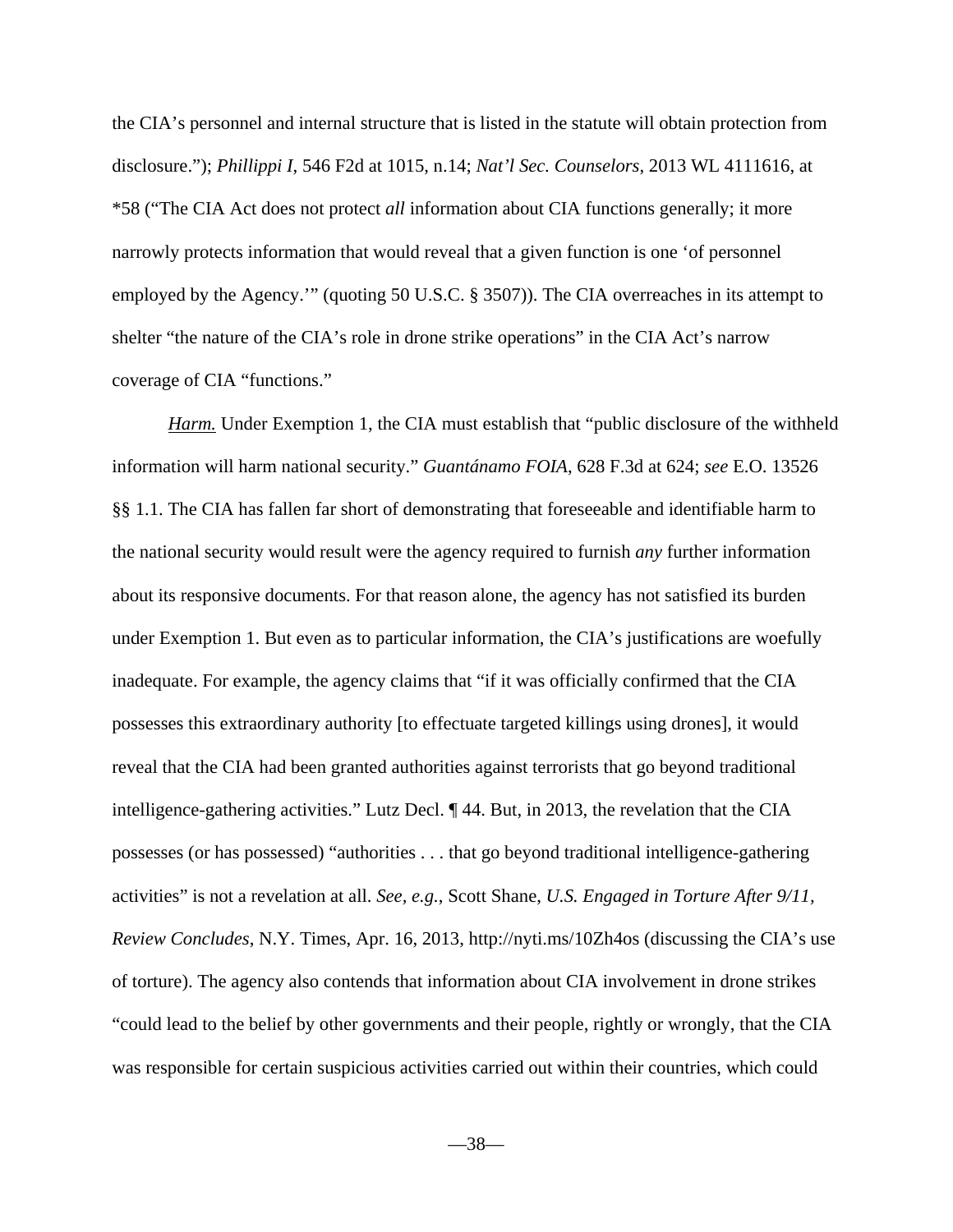the CIA's personnel and internal structure that is listed in the statute will obtain protection from disclosure."); *Phillippi I*, 546 F2d at 1015, n.14; *Nat'l Sec. Counselors*, 2013 WL 4111616, at *58 ("The CIA Act does not protect *all* information about CIA functions generally; it more narrowly protects information that would reveal that a given function is one 'of personnel employed by the Agency.'" (quoting 50 U.S.C. § 3507)). The CIA overreaches in its attempt to shelter "the nature of the CIA's role in drone strike operations" in the CIA Act's narrow coverage of CIA "functions."

*Harm.* Under Exemption 1, the CIA must establish that "public disclosure of the withheld information will harm national security." *Guantánamo FOIA*, 628 F.3d at 624; *see* E.O. 13526 §§ 1.1. The CIA has fallen far short of demonstrating that foreseeable and identifiable harm to the national security would result were the agency required to furnish *any* further information about its responsive documents. For that reason alone, the agency has not satisfied its burden under Exemption 1. But even as to particular information, the CIA's justifications are woefully inadequate. For example, the agency claims that "if it was officially confirmed that the CIA possesses this extraordinary authority [to effectuate targeted killings using drones], it would reveal that the CIA had been granted authorities against terrorists that go beyond traditional intelligence-gathering activities." Lutz Decl. ¶ 44. But, in 2013, the revelation that the CIA possesses (or has possessed) "authorities . . . that go beyond traditional intelligence-gathering activities" is not a revelation at all. *See, e.g.*, Scott Shane, *U.S. Engaged in Torture After 9/11, Review Concludes*, N.Y. Times, Apr. 16, 2013, http://nyti.ms/10Zh4os (discussing the CIA's use of torture). The agency also contends that information about CIA involvement in drone strikes "could lead to the belief by other governments and their people, rightly or wrongly, that the CIA was responsible for certain suspicious activities carried out within their countries, which could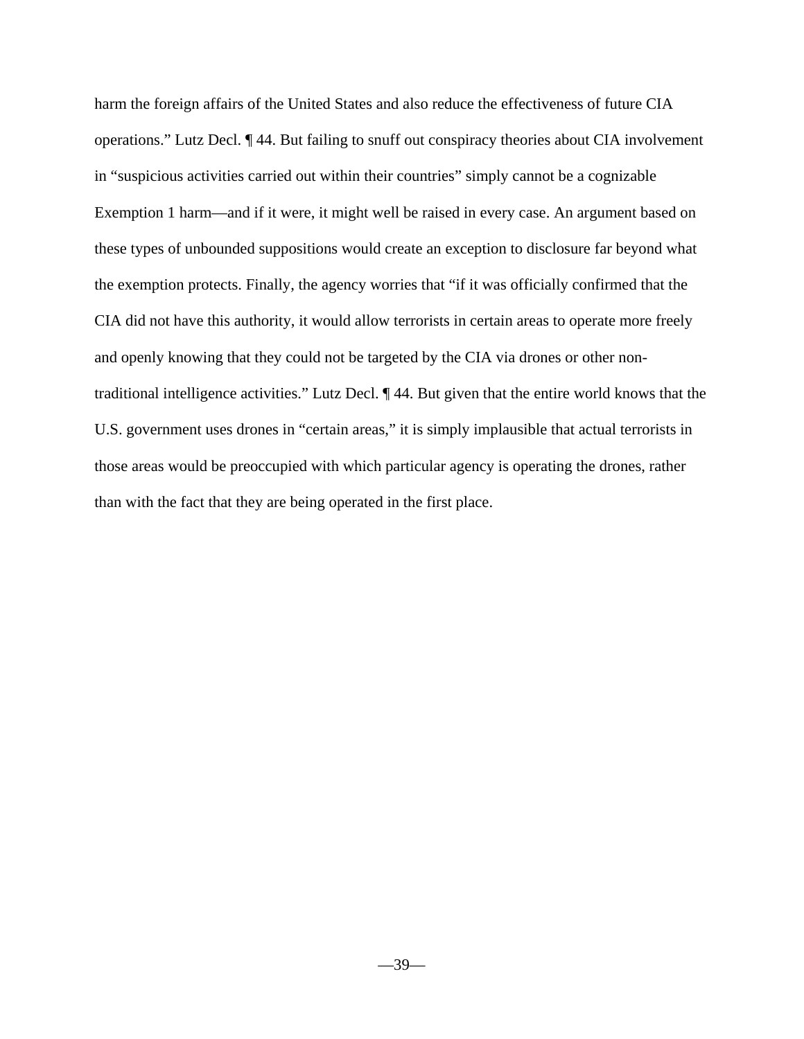harm the foreign affairs of the United States and also reduce the effectiveness of future CIA operations." Lutz Decl. ¶ 44. But failing to snuff out conspiracy theories about CIA involvement in "suspicious activities carried out within their countries" simply cannot be a cognizable Exemption 1 harm—and if it were, it might well be raised in every case. An argument based on these types of unbounded suppositions would create an exception to disclosure far beyond what the exemption protects. Finally, the agency worries that "if it was officially confirmed that the CIA did not have this authority, it would allow terrorists in certain areas to operate more freely and openly knowing that they could not be targeted by the CIA via drones or other non-traditional intelligence activities." Lutz Decl. ¶ 44. But given that the entire world knows that the U.S. government uses drones in "certain areas," it is simply implausible that actual terrorists in those areas would be preoccupied with which particular agency is operating the drones, rather than with the fact that they are being operated in the first place.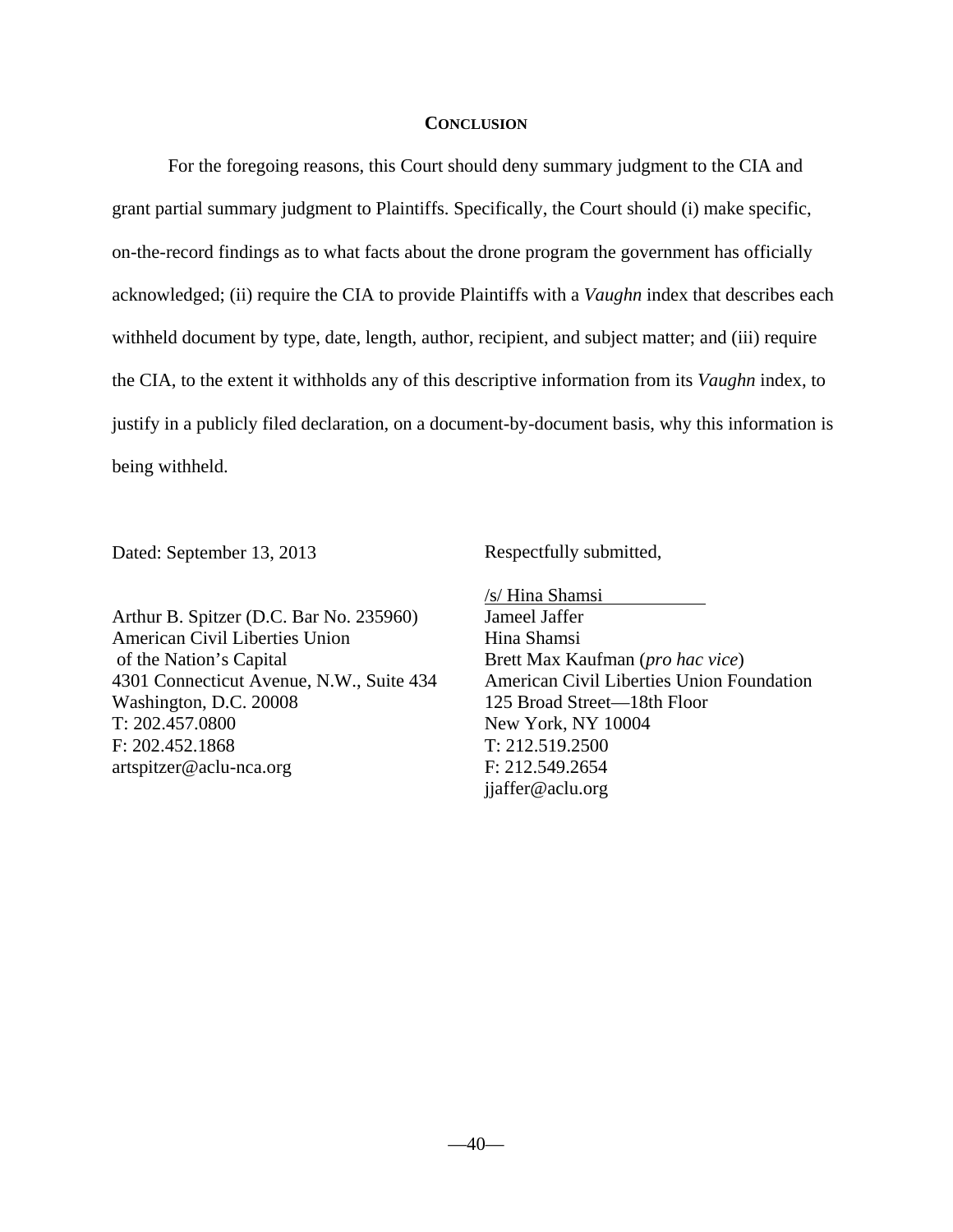## CONCLUSION

For the foregoing reasons, this Court should deny summary judgment to the CIA and grant partial summary judgment to Plaintiffs. Specifically, the Court should (i) make specific, on-the-record findings as to what facts about the drone program the government has officially acknowledged; (ii) require the CIA to provide Plaintiffs with a *Vaughn* index that describes each withheld document by type, date, length, author, recipient, and subject matter; and (iii) require the CIA, to the extent it withholds any of this descriptive information from its *Vaughn* index, to justify in a publicly filed declaration, on a document-by-document basis, why this information is being withheld.

Dated: September 13, 2013

Respectfully submitted,

/s/ Hina Shamsi
Jameel Jaffer
Hina Shamsi
Brett Max Kaufman (*pro hac vice*)
American Civil Liberties Union Foundation
125 Broad Street—18th Floor
New York, NY 10004
T: 212.519.2500
F: 212.549.2654
jjaffer@aclu.org

Arthur B. Spitzer (D.C. Bar No. 235960)
American Civil Liberties Union
of the Nation's Capital
4301 Connecticut Avenue, N.W., Suite 434
Washington, D.C. 20008
T: 202.457.0800
F: 202.452.1868
artspitzer@aclu-nca.org